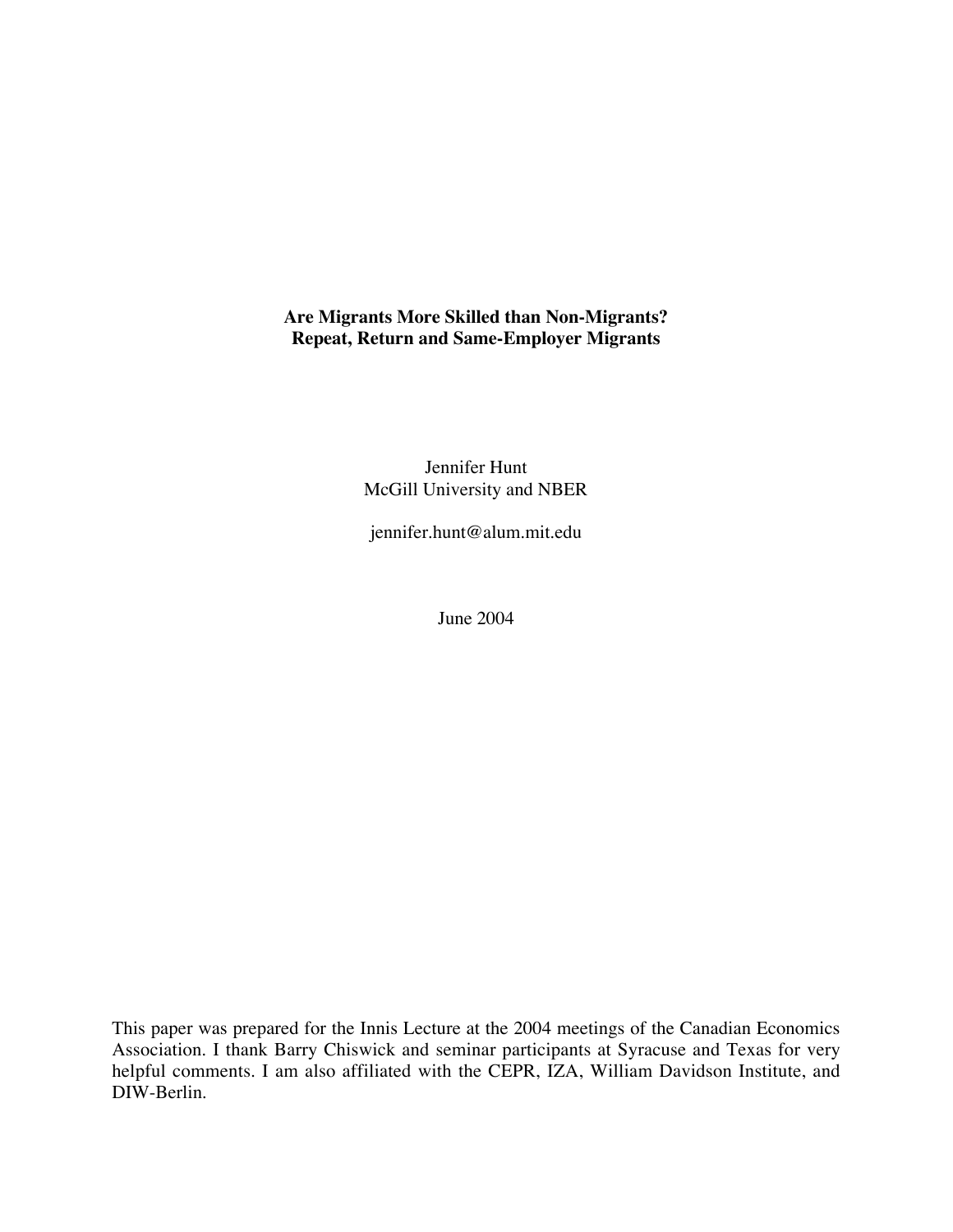# Are Migrants More Skilled than Non-Migrants?
# Repeat, Return and Same-Employer Migrants

Jennifer Hunt
McGill University and NBER

jennifer.hunt@alum.mit.edu

June 2004

This paper was prepared for the Innis Lecture at the 2004 meetings of the Canadian Economics Association. I thank Barry Chiswick and seminar participants at Syracuse and Texas for very helpful comments. I am also affiliated with the CEPR, IZA, William Davidson Institute, and DIW-Berlin.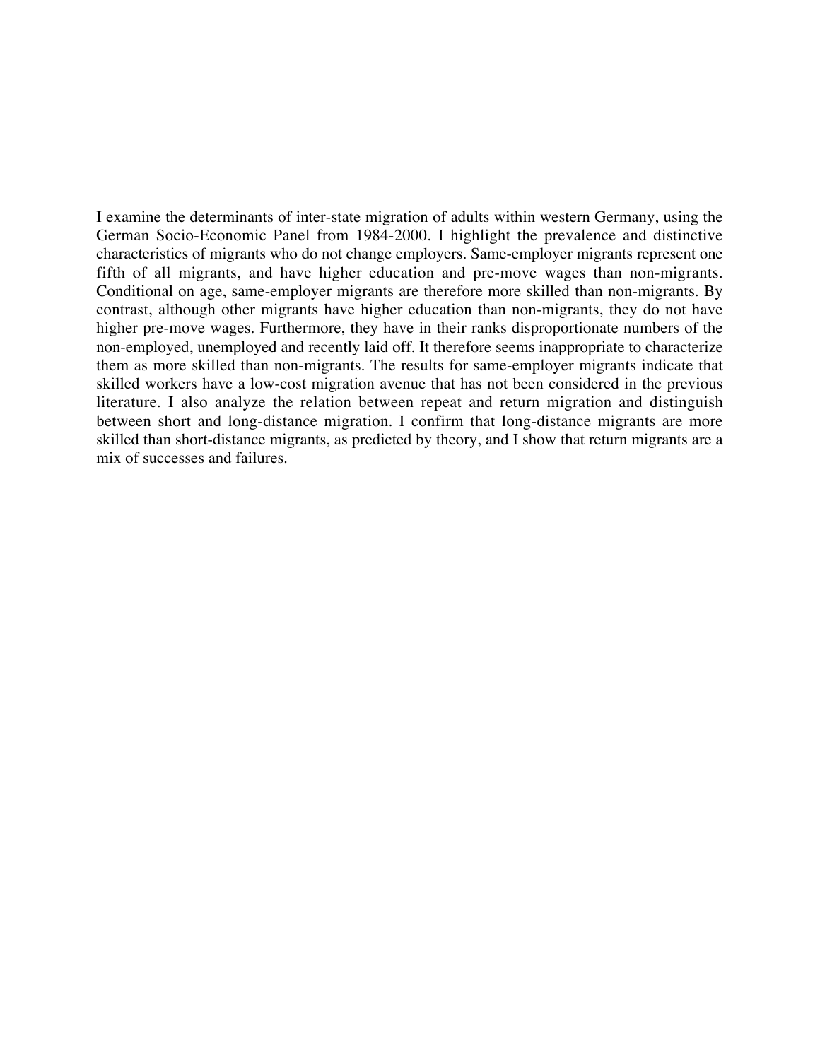I examine the determinants of inter-state migration of adults within western Germany, using the German Socio-Economic Panel from 1984-2000. I highlight the prevalence and distinctive characteristics of migrants who do not change employers. Same-employer migrants represent one fifth of all migrants, and have higher education and pre-move wages than non-migrants. Conditional on age, same-employer migrants are therefore more skilled than non-migrants. By contrast, although other migrants have higher education than non-migrants, they do not have higher pre-move wages. Furthermore, they have in their ranks disproportionate numbers of the non-employed, unemployed and recently laid off. It therefore seems inappropriate to characterize them as more skilled than non-migrants. The results for same-employer migrants indicate that skilled workers have a low-cost migration avenue that has not been considered in the previous literature. I also analyze the relation between repeat and return migration and distinguish between short and long-distance migration. I confirm that long-distance migrants are more skilled than short-distance migrants, as predicted by theory, and I show that return migrants are a mix of successes and failures.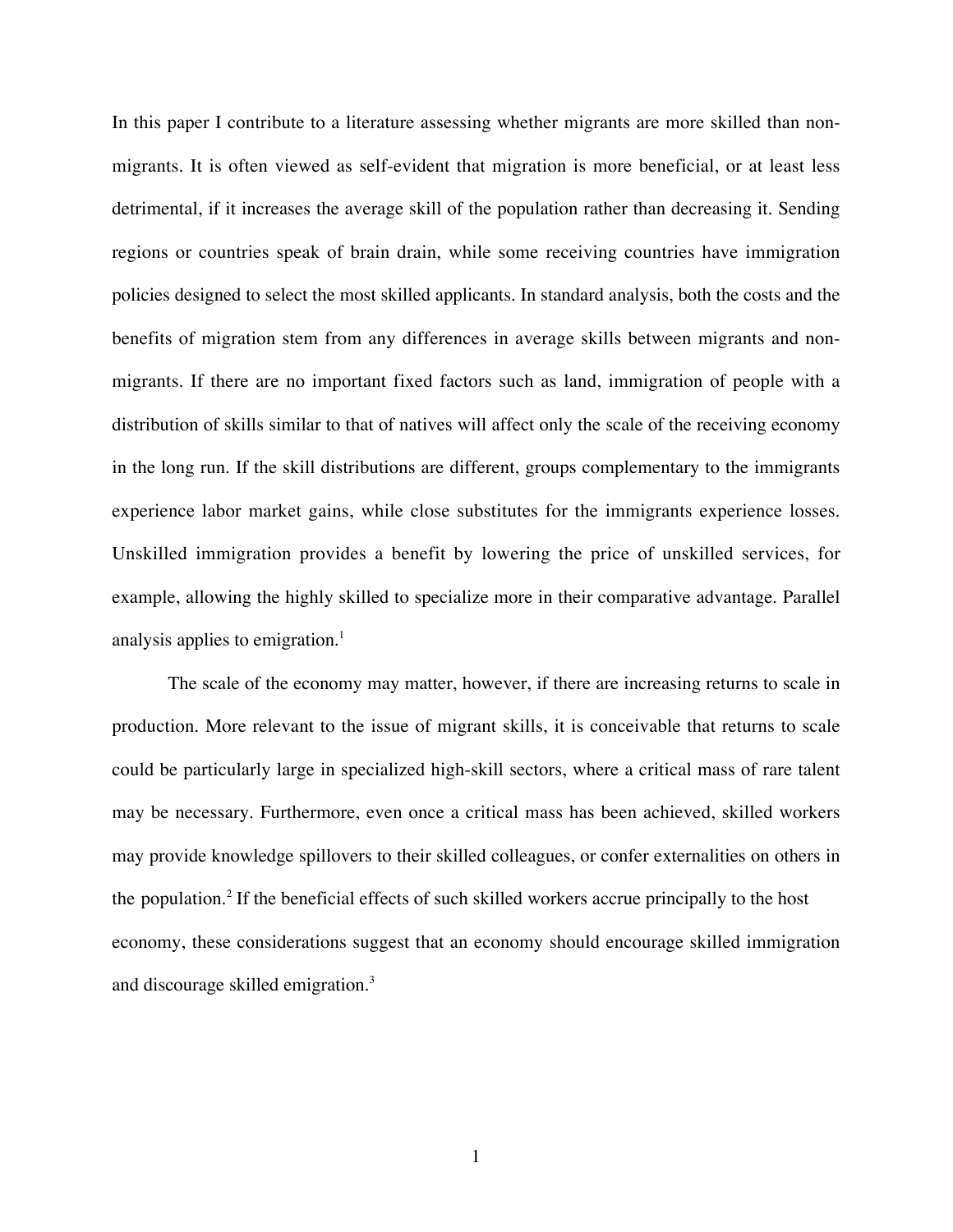In this paper I contribute to a literature assessing whether migrants are more skilled than non-migrants. It is often viewed as self-evident that migration is more beneficial, or at least less detrimental, if it increases the average skill of the population rather than decreasing it. Sending regions or countries speak of brain drain, while some receiving countries have immigration policies designed to select the most skilled applicants. In standard analysis, both the costs and the benefits of migration stem from any differences in average skills between migrants and non-migrants. If there are no important fixed factors such as land, immigration of people with a distribution of skills similar to that of natives will affect only the scale of the receiving economy in the long run. If the skill distributions are different, groups complementary to the immigrants experience labor market gains, while close substitutes for the immigrants experience losses. Unskilled immigration provides a benefit by lowering the price of unskilled services, for example, allowing the highly skilled to specialize more in their comparative advantage. Parallel analysis applies to emigration.[1]

The scale of the economy may matter, however, if there are increasing returns to scale in production. More relevant to the issue of migrant skills, it is conceivable that returns to scale could be particularly large in specialized high-skill sectors, where a critical mass of rare talent may be necessary. Furthermore, even once a critical mass has been achieved, skilled workers may provide knowledge spillovers to their skilled colleagues, or confer externalities on others in the population.[2] If the beneficial effects of such skilled workers accrue principally to the host economy, these considerations suggest that an economy should encourage skilled immigration and discourage skilled emigration.[3]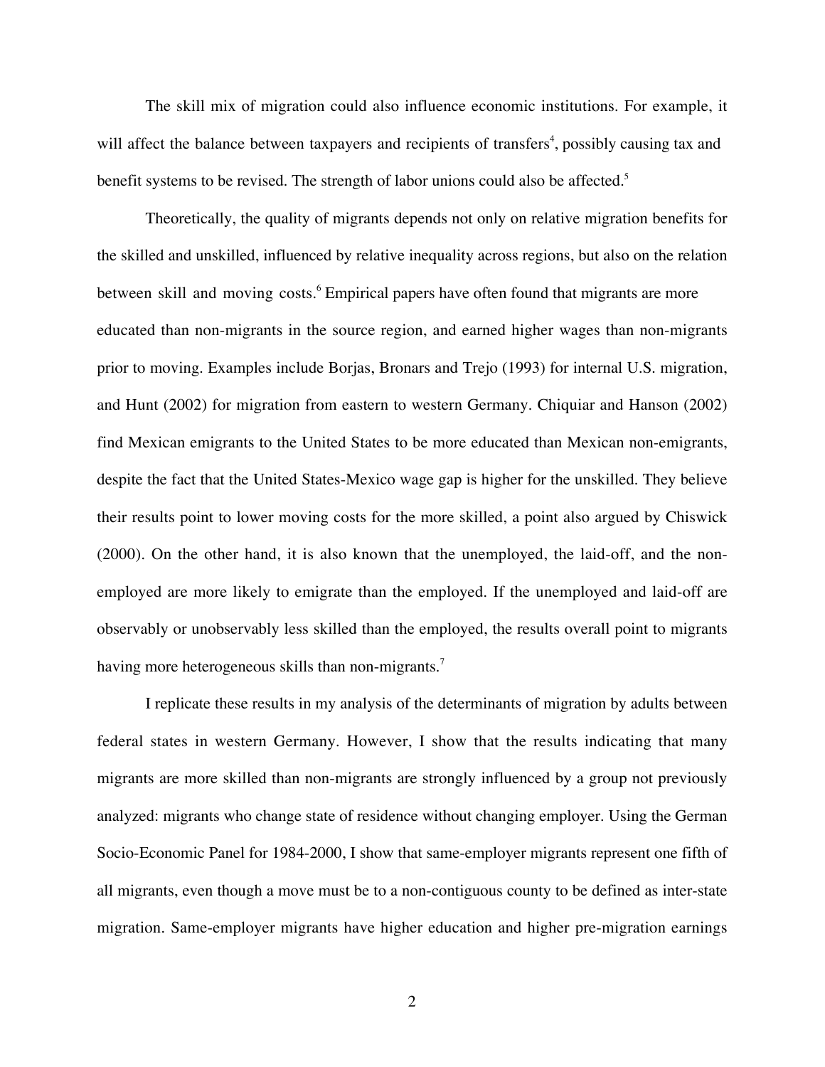The skill mix of migration could also influence economic institutions. For example, it will affect the balance between taxpayers and recipients of transfers[4], possibly causing tax and benefit systems to be revised. The strength of labor unions could also be affected.[5]

Theoretically, the quality of migrants depends not only on relative migration benefits for the skilled and unskilled, influenced by relative inequality across regions, but also on the relation between skill and moving costs.[6] Empirical papers have often found that migrants are more educated than non-migrants in the source region, and earned higher wages than non-migrants prior to moving. Examples include Borjas, Bronars and Trejo (1993) for internal U.S. migration, and Hunt (2002) for migration from eastern to western Germany. Chiquiar and Hanson (2002) find Mexican emigrants to the United States to be more educated than Mexican non-emigrants, despite the fact that the United States-Mexico wage gap is higher for the unskilled. They believe their results point to lower moving costs for the more skilled, a point also argued by Chiswick (2000). On the other hand, it is also known that the unemployed, the laid-off, and the non-employed are more likely to emigrate than the employed. If the unemployed and laid-off are observably or unobservably less skilled than the employed, the results overall point to migrants having more heterogeneous skills than non-migrants.[7]

I replicate these results in my analysis of the determinants of migration by adults between federal states in western Germany. However, I show that the results indicating that many migrants are more skilled than non-migrants are strongly influenced by a group not previously analyzed: migrants who change state of residence without changing employer. Using the German Socio-Economic Panel for 1984-2000, I show that same-employer migrants represent one fifth of all migrants, even though a move must be to a non-contiguous county to be defined as inter-state migration. Same-employer migrants have higher education and higher pre-migration earnings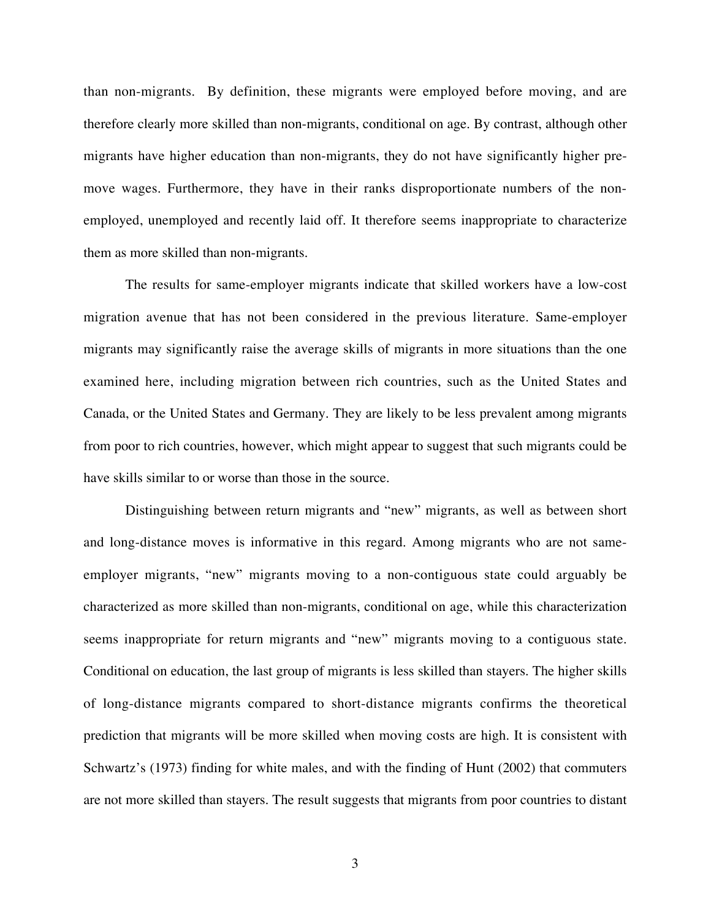than non-migrants. By definition, these migrants were employed before moving, and are therefore clearly more skilled than non-migrants, conditional on age. By contrast, although other migrants have higher education than non-migrants, they do not have significantly higher pre-move wages. Furthermore, they have in their ranks disproportionate numbers of the non-employed, unemployed and recently laid off. It therefore seems inappropriate to characterize them as more skilled than non-migrants.

The results for same-employer migrants indicate that skilled workers have a low-cost migration avenue that has not been considered in the previous literature. Same-employer migrants may significantly raise the average skills of migrants in more situations than the one examined here, including migration between rich countries, such as the United States and Canada, or the United States and Germany. They are likely to be less prevalent among migrants from poor to rich countries, however, which might appear to suggest that such migrants could be have skills similar to or worse than those in the source.

Distinguishing between return migrants and "new" migrants, as well as between short and long-distance moves is informative in this regard. Among migrants who are not same-employer migrants, "new" migrants moving to a non-contiguous state could arguably be characterized as more skilled than non-migrants, conditional on age, while this characterization seems inappropriate for return migrants and "new" migrants moving to a contiguous state. Conditional on education, the last group of migrants is less skilled than stayers. The higher skills of long-distance migrants compared to short-distance migrants confirms the theoretical prediction that migrants will be more skilled when moving costs are high. It is consistent with Schwartz's (1973) finding for white males, and with the finding of Hunt (2002) that commuters are not more skilled than stayers. The result suggests that migrants from poor countries to distant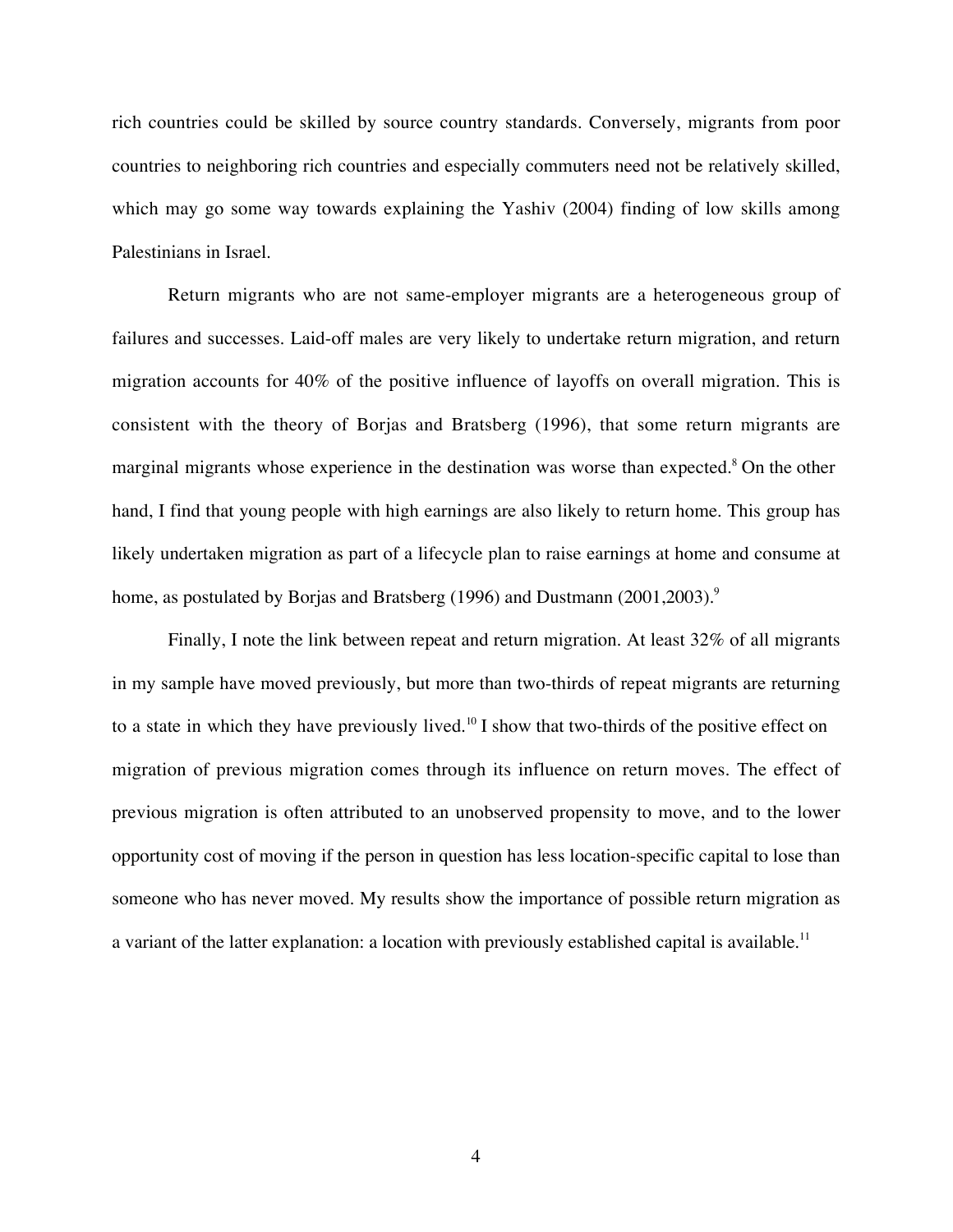rich countries could be skilled by source country standards. Conversely, migrants from poor countries to neighboring rich countries and especially commuters need not be relatively skilled, which may go some way towards explaining the Yashiv (2004) finding of low skills among Palestinians in Israel.

Return migrants who are not same-employer migrants are a heterogeneous group of failures and successes. Laid-off males are very likely to undertake return migration, and return migration accounts for 40% of the positive influence of layoffs on overall migration. This is consistent with the theory of Borjas and Bratsberg (1996), that some return migrants are marginal migrants whose experience in the destination was worse than expected.[8] On the other hand, I find that young people with high earnings are also likely to return home. This group has likely undertaken migration as part of a lifecycle plan to raise earnings at home and consume at home, as postulated by Borjas and Bratsberg (1996) and Dustmann (2001,2003).[9]

Finally, I note the link between repeat and return migration. At least 32% of all migrants in my sample have moved previously, but more than two-thirds of repeat migrants are returning to a state in which they have previously lived.[10] I show that two-thirds of the positive effect on migration of previous migration comes through its influence on return moves. The effect of previous migration is often attributed to an unobserved propensity to move, and to the lower opportunity cost of moving if the person in question has less location-specific capital to lose than someone who has never moved. My results show the importance of possible return migration as a variant of the latter explanation: a location with previously established capital is available.[11]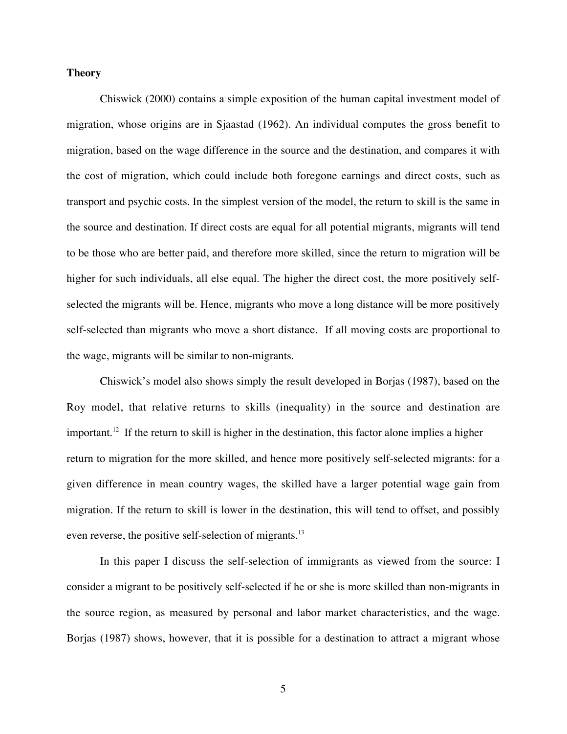**Theory**

Chiswick (2000) contains a simple exposition of the human capital investment model of migration, whose origins are in Sjaastad (1962). An individual computes the gross benefit to migration, based on the wage difference in the source and the destination, and compares it with the cost of migration, which could include both foregone earnings and direct costs, such as transport and psychic costs. In the simplest version of the model, the return to skill is the same in the source and destination. If direct costs are equal for all potential migrants, migrants will tend to be those who are better paid, and therefore more skilled, since the return to migration will be higher for such individuals, all else equal. The higher the direct cost, the more positively self-selected the migrants will be. Hence, migrants who move a long distance will be more positively self-selected than migrants who move a short distance. If all moving costs are proportional to the wage, migrants will be similar to non-migrants.

Chiswick's model also shows simply the result developed in Borjas (1987), based on the Roy model, that relative returns to skills (inequality) in the source and destination are important.[12] If the return to skill is higher in the destination, this factor alone implies a higher return to migration for the more skilled, and hence more positively self-selected migrants: for a given difference in mean country wages, the skilled have a larger potential wage gain from migration. If the return to skill is lower in the destination, this will tend to offset, and possibly even reverse, the positive self-selection of migrants.[13]

In this paper I discuss the self-selection of immigrants as viewed from the source: I consider a migrant to be positively self-selected if he or she is more skilled than non-migrants in the source region, as measured by personal and labor market characteristics, and the wage. Borjas (1987) shows, however, that it is possible for a destination to attract a migrant whose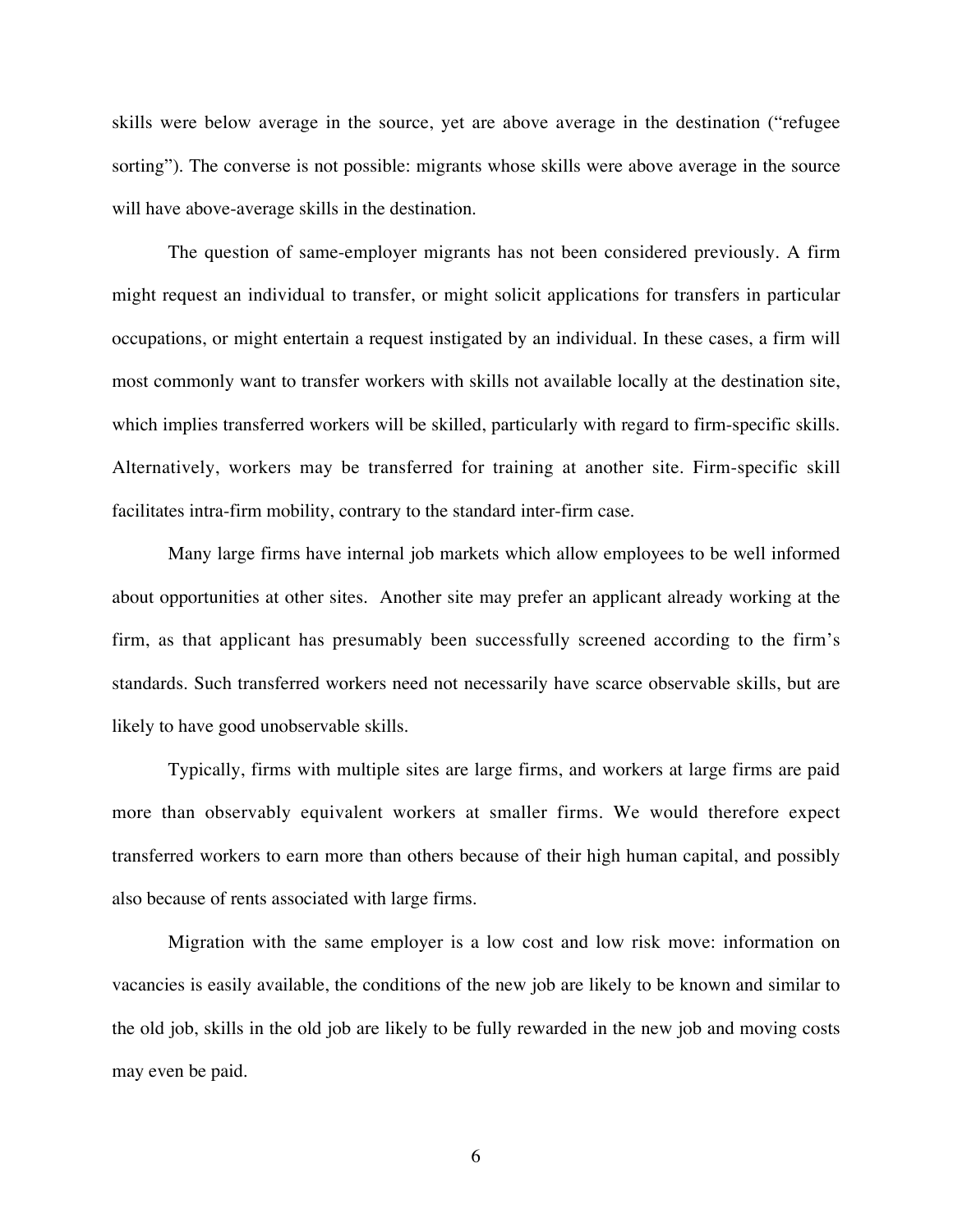skills were below average in the source, yet are above average in the destination ("refugee sorting"). The converse is not possible: migrants whose skills were above average in the source will have above-average skills in the destination.

The question of same-employer migrants has not been considered previously. A firm might request an individual to transfer, or might solicit applications for transfers in particular occupations, or might entertain a request instigated by an individual. In these cases, a firm will most commonly want to transfer workers with skills not available locally at the destination site, which implies transferred workers will be skilled, particularly with regard to firm-specific skills. Alternatively, workers may be transferred for training at another site. Firm-specific skill facilitates intra-firm mobility, contrary to the standard inter-firm case.

Many large firms have internal job markets which allow employees to be well informed about opportunities at other sites. Another site may prefer an applicant already working at the firm, as that applicant has presumably been successfully screened according to the firm's standards. Such transferred workers need not necessarily have scarce observable skills, but are likely to have good unobservable skills.

Typically, firms with multiple sites are large firms, and workers at large firms are paid more than observably equivalent workers at smaller firms. We would therefore expect transferred workers to earn more than others because of their high human capital, and possibly also because of rents associated with large firms.

Migration with the same employer is a low cost and low risk move: information on vacancies is easily available, the conditions of the new job are likely to be known and similar to the old job, skills in the old job are likely to be fully rewarded in the new job and moving costs may even be paid.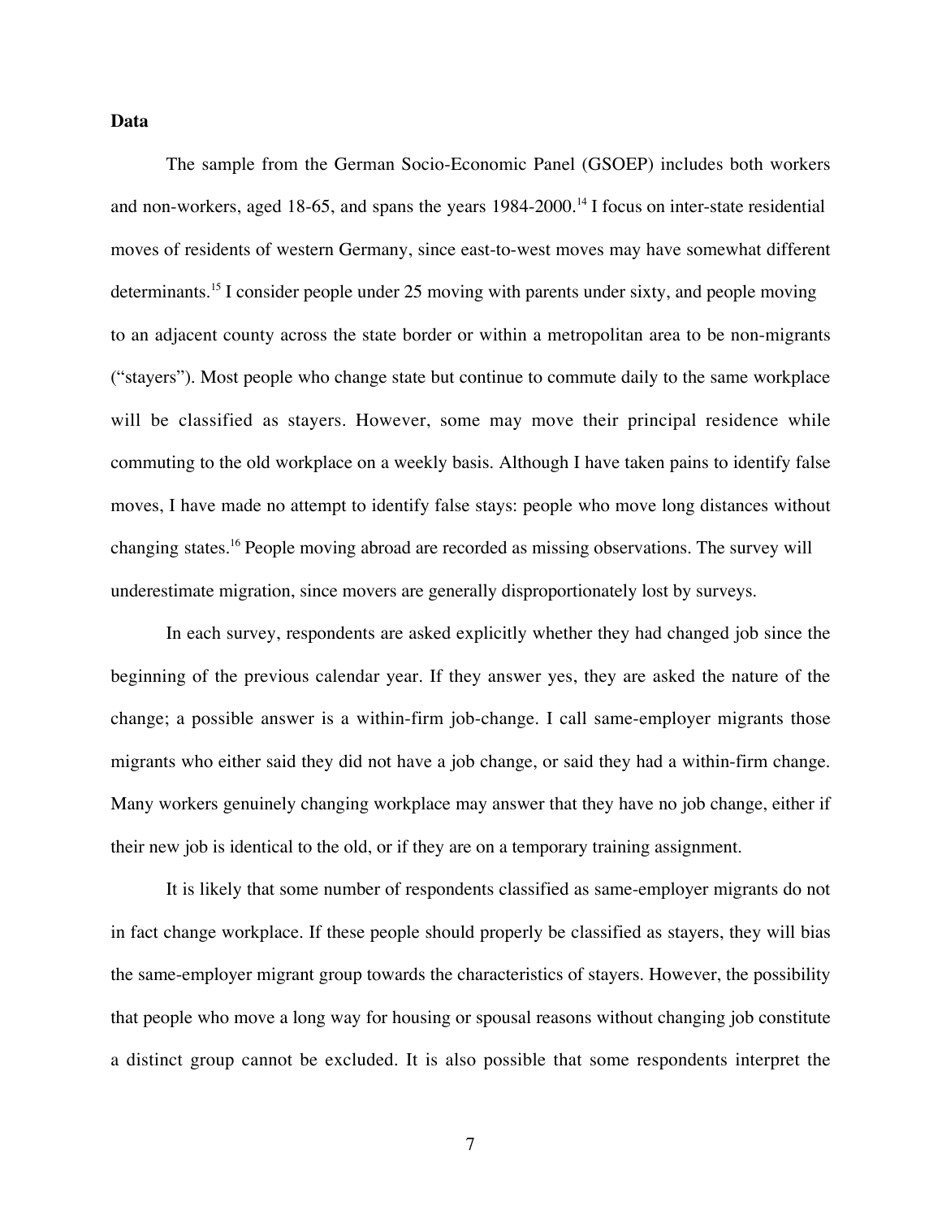**Data**

The sample from the German Socio-Economic Panel (GSOEP) includes both workers and non-workers, aged 18-65, and spans the years 1984-2000.[14] I focus on inter-state residential moves of residents of western Germany, since east-to-west moves may have somewhat different determinants.[15] I consider people under 25 moving with parents under sixty, and people moving to an adjacent county across the state border or within a metropolitan area to be non-migrants ("stayers"). Most people who change state but continue to commute daily to the same workplace will be classified as stayers. However, some may move their principal residence while commuting to the old workplace on a weekly basis. Although I have taken pains to identify false moves, I have made no attempt to identify false stays: people who move long distances without changing states.[16] People moving abroad are recorded as missing observations. The survey will underestimate migration, since movers are generally disproportionately lost by surveys.

In each survey, respondents are asked explicitly whether they had changed job since the beginning of the previous calendar year. If they answer yes, they are asked the nature of the change; a possible answer is a within-firm job-change. I call same-employer migrants those migrants who either said they did not have a job change, or said they had a within-firm change. Many workers genuinely changing workplace may answer that they have no job change, either if their new job is identical to the old, or if they are on a temporary training assignment.

It is likely that some number of respondents classified as same-employer migrants do not in fact change workplace. If these people should properly be classified as stayers, they will bias the same-employer migrant group towards the characteristics of stayers. However, the possibility that people who move a long way for housing or spousal reasons without changing job constitute a distinct group cannot be excluded. It is also possible that some respondents interpret the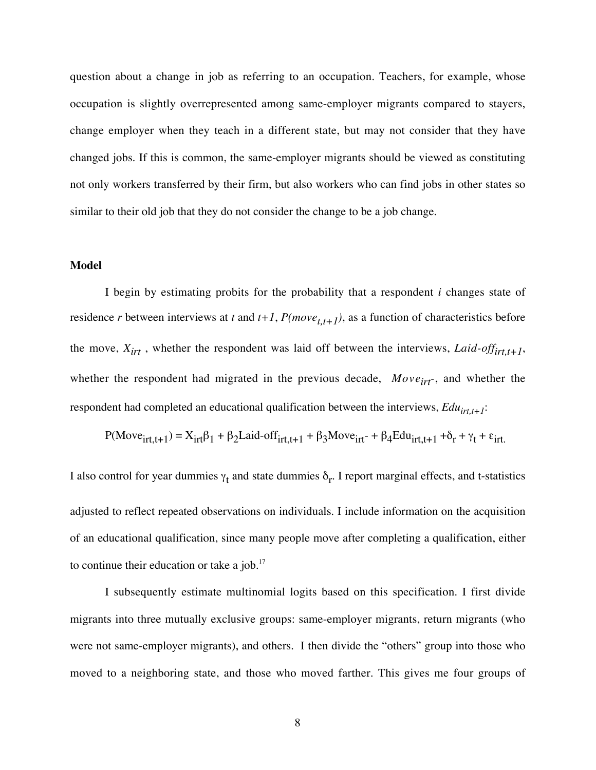question about a change in job as referring to an occupation. Teachers, for example, whose occupation is slightly overrepresented among same-employer migrants compared to stayers, change employer when they teach in a different state, but may not consider that they have changed jobs. If this is common, the same-employer migrants should be viewed as constituting not only workers transferred by their firm, but also workers who can find jobs in other states so similar to their old job that they do not consider the change to be a job change.

**Model**

I begin by estimating probits for the probability that a respondent $i$ changes state of residence $r$ between interviews at $t$ and $t+1$, $P(move_{t,t+1})$, as a function of characteristics before the move, $X_{irt}$, whether the respondent was laid off between the interviews, $Laid\text{-}off_{irt,t+1}$, whether the respondent had migrated in the previous decade, $Move_{irt^-}$, and whether the respondent had completed an educational qualification between the interviews, $Edu_{irt,t+1}$:

$$P(\text{Move}_{irt,t+1}) = X_{irt}\beta_1 + \beta_2\text{Laid-off}_{irt,t+1} + \beta_3\text{Move}_{irt^-} + \beta_4\text{Edu}_{irt,t+1} + \delta_r + \gamma_t + \varepsilon_{irt.}$$

I also control for year dummies $\gamma_t$ and state dummies $\delta_r$. I report marginal effects, and t-statistics adjusted to reflect repeated observations on individuals. I include information on the acquisition of an educational qualification, since many people move after completing a qualification, either to continue their education or take a job.[17]

I subsequently estimate multinomial logits based on this specification. I first divide migrants into three mutually exclusive groups: same-employer migrants, return migrants (who were not same-employer migrants), and others. I then divide the "others" group into those who moved to a neighboring state, and those who moved farther. This gives me four groups of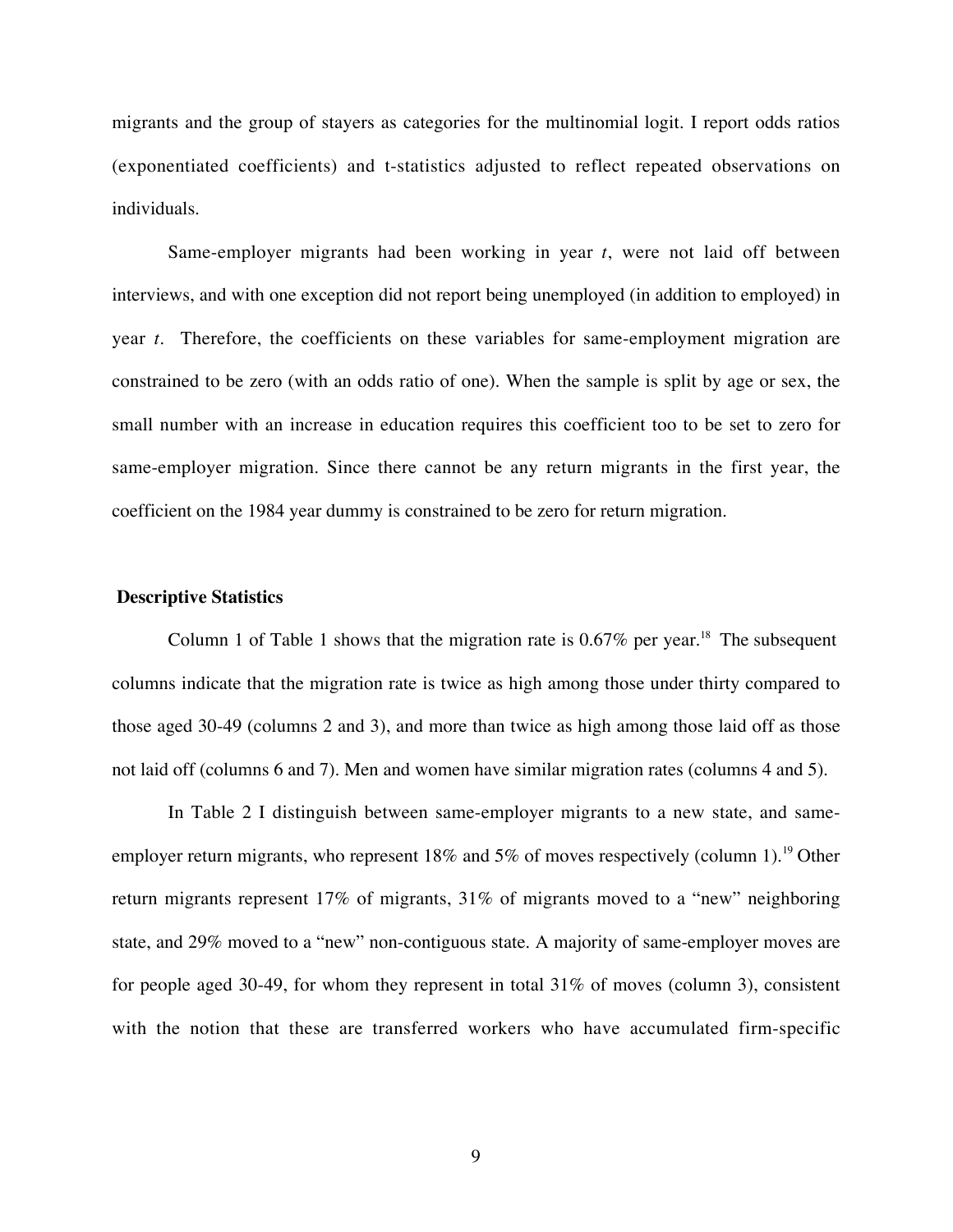migrants and the group of stayers as categories for the multinomial logit. I report odds ratios (exponentiated coefficients) and t-statistics adjusted to reflect repeated observations on individuals.

Same-employer migrants had been working in year *t*, were not laid off between interviews, and with one exception did not report being unemployed (in addition to employed) in year *t*. Therefore, the coefficients on these variables for same-employment migration are constrained to be zero (with an odds ratio of one). When the sample is split by age or sex, the small number with an increase in education requires this coefficient too to be set to zero for same-employer migration. Since there cannot be any return migrants in the first year, the coefficient on the 1984 year dummy is constrained to be zero for return migration.

### Descriptive Statistics

Column 1 of Table 1 shows that the migration rate is 0.67% per year.[18] The subsequent columns indicate that the migration rate is twice as high among those under thirty compared to those aged 30-49 (columns 2 and 3), and more than twice as high among those laid off as those not laid off (columns 6 and 7). Men and women have similar migration rates (columns 4 and 5).

In Table 2 I distinguish between same-employer migrants to a new state, and same-employer return migrants, who represent 18% and 5% of moves respectively (column 1).[19] Other return migrants represent 17% of migrants, 31% of migrants moved to a "new" neighboring state, and 29% moved to a "new" non-contiguous state. A majority of same-employer moves are for people aged 30-49, for whom they represent in total 31% of moves (column 3), consistent with the notion that these are transferred workers who have accumulated firm-specific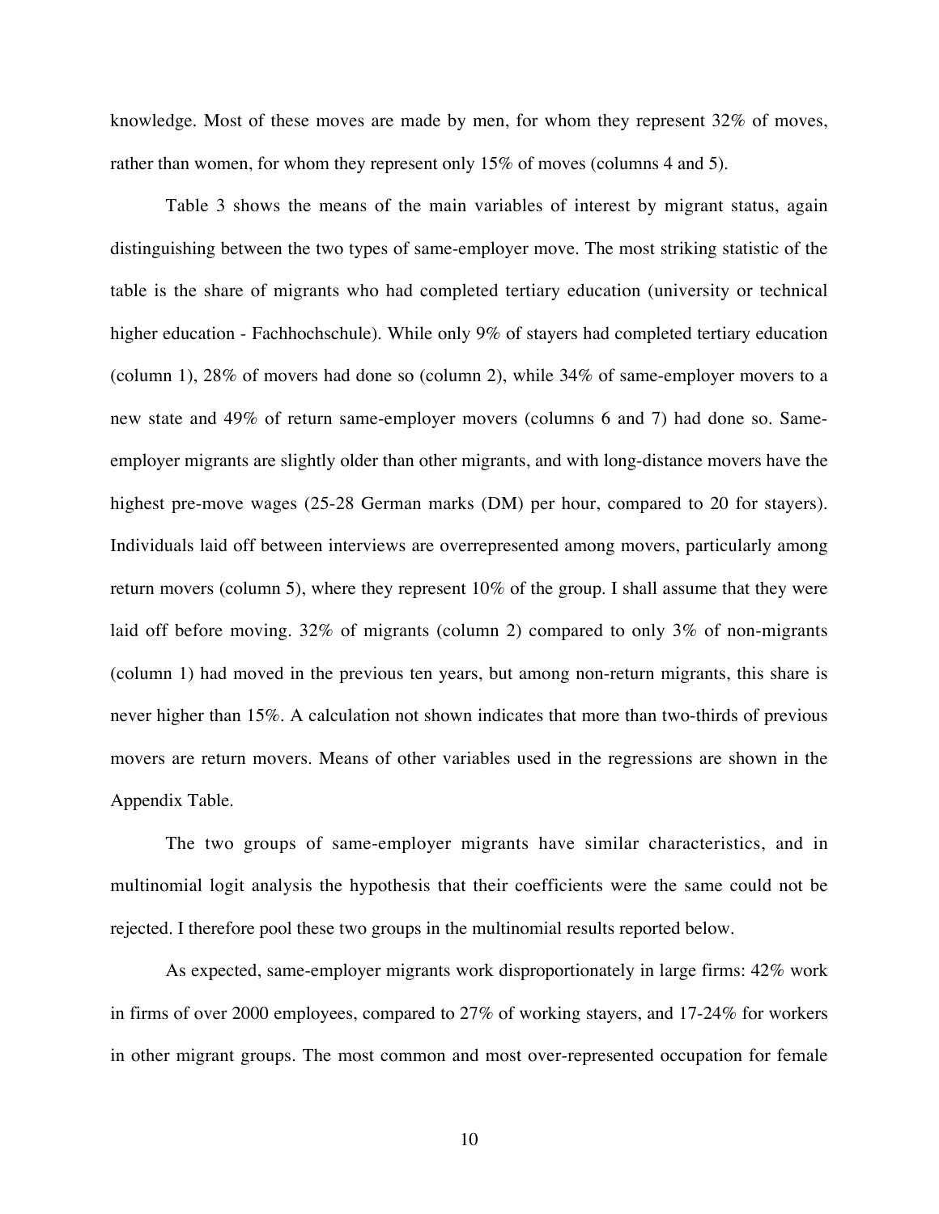knowledge. Most of these moves are made by men, for whom they represent 32% of moves, rather than women, for whom they represent only 15% of moves (columns 4 and 5).

Table 3 shows the means of the main variables of interest by migrant status, again distinguishing between the two types of same-employer move. The most striking statistic of the table is the share of migrants who had completed tertiary education (university or technical higher education - Fachhochschule). While only 9% of stayers had completed tertiary education (column 1), 28% of movers had done so (column 2), while 34% of same-employer movers to a new state and 49% of return same-employer movers (columns 6 and 7) had done so. Same-employer migrants are slightly older than other migrants, and with long-distance movers have the highest pre-move wages (25-28 German marks (DM) per hour, compared to 20 for stayers). Individuals laid off between interviews are overrepresented among movers, particularly among return movers (column 5), where they represent 10% of the group. I shall assume that they were laid off before moving. 32% of migrants (column 2) compared to only 3% of non-migrants (column 1) had moved in the previous ten years, but among non-return migrants, this share is never higher than 15%. A calculation not shown indicates that more than two-thirds of previous movers are return movers. Means of other variables used in the regressions are shown in the Appendix Table.

The two groups of same-employer migrants have similar characteristics, and in multinomial logit analysis the hypothesis that their coefficients were the same could not be rejected. I therefore pool these two groups in the multinomial results reported below.

As expected, same-employer migrants work disproportionately in large firms: 42% work in firms of over 2000 employees, compared to 27% of working stayers, and 17-24% for workers in other migrant groups. The most common and most over-represented occupation for female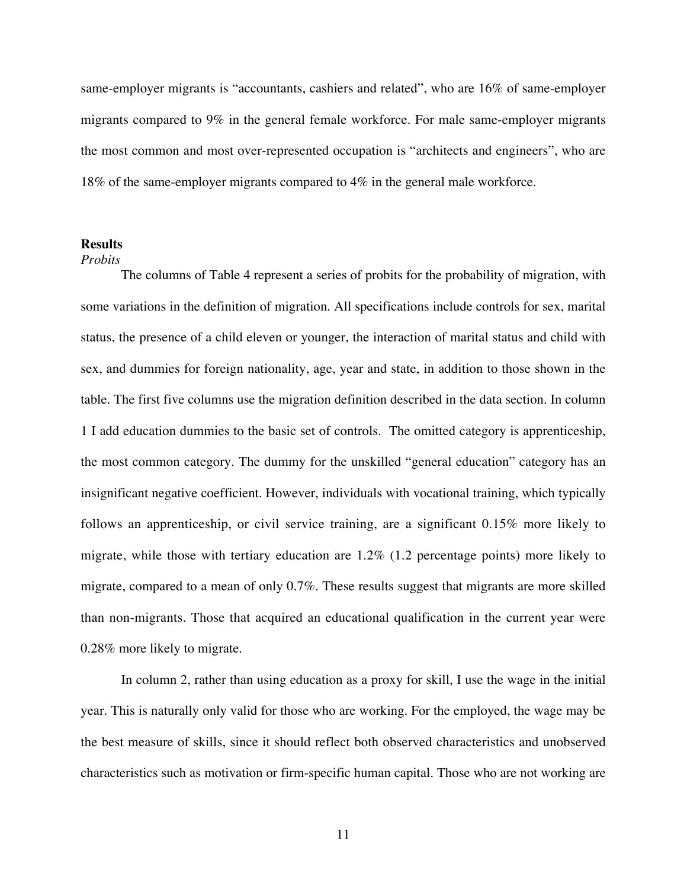same-employer migrants is “accountants, cashiers and related”, who are 16% of same-employer migrants compared to 9% in the general female workforce. For male same-employer migrants the most common and most over-represented occupation is “architects and engineers”, who are 18% of the same-employer migrants compared to 4% in the general male workforce.

## Results

### *Probits*

The columns of Table 4 represent a series of probits for the probability of migration, with some variations in the definition of migration. All specifications include controls for sex, marital status, the presence of a child eleven or younger, the interaction of marital status and child with sex, and dummies for foreign nationality, age, year and state, in addition to those shown in the table. The first five columns use the migration definition described in the data section. In column 1 I add education dummies to the basic set of controls. The omitted category is apprenticeship, the most common category. The dummy for the unskilled “general education” category has an insignificant negative coefficient. However, individuals with vocational training, which typically follows an apprenticeship, or civil service training, are a significant 0.15% more likely to migrate, while those with tertiary education are 1.2% (1.2 percentage points) more likely to migrate, compared to a mean of only 0.7%. These results suggest that migrants are more skilled than non-migrants. Those that acquired an educational qualification in the current year were 0.28% more likely to migrate.

In column 2, rather than using education as a proxy for skill, I use the wage in the initial year. This is naturally only valid for those who are working. For the employed, the wage may be the best measure of skills, since it should reflect both observed characteristics and unobserved characteristics such as motivation or firm-specific human capital. Those who are not working are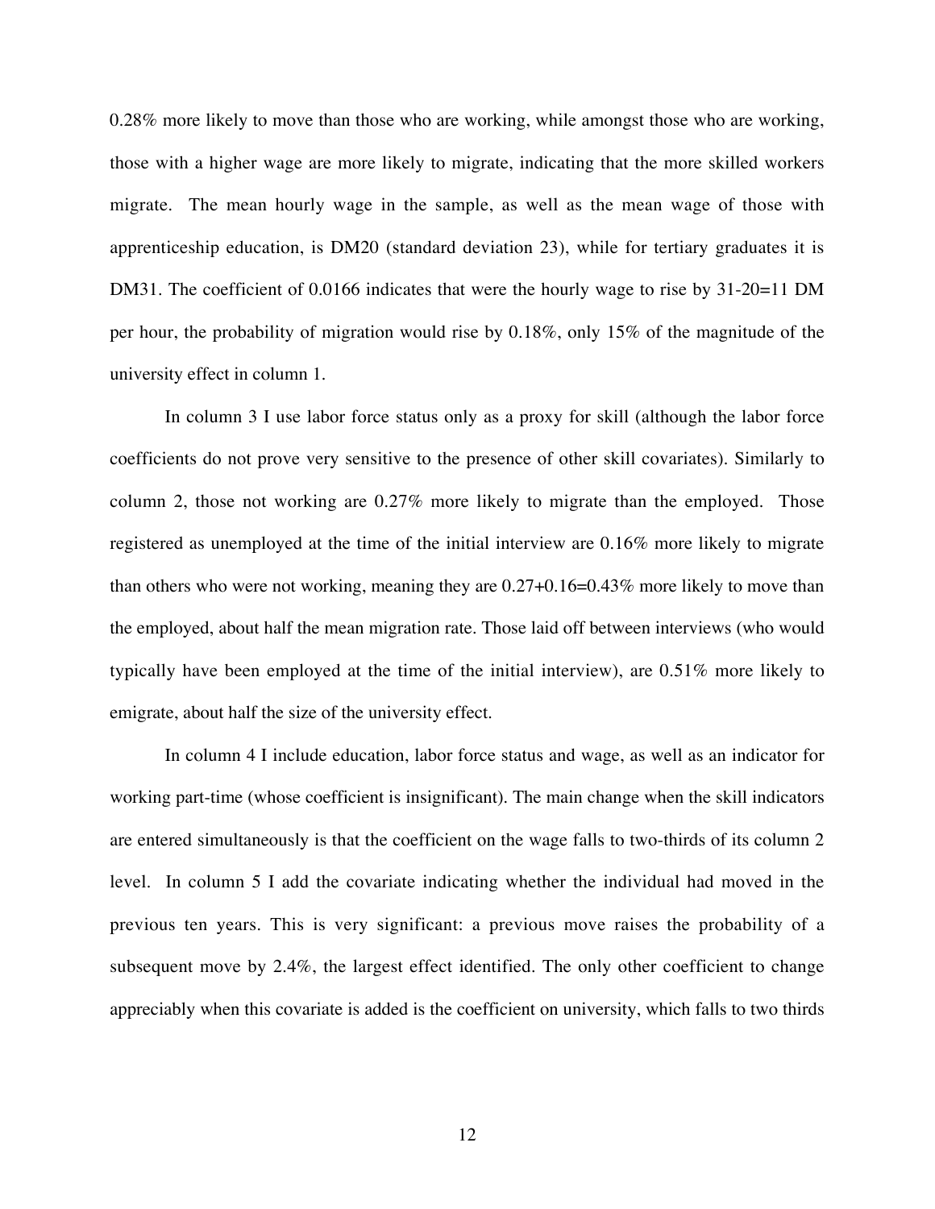0.28% more likely to move than those who are working, while amongst those who are working, those with a higher wage are more likely to migrate, indicating that the more skilled workers migrate. The mean hourly wage in the sample, as well as the mean wage of those with apprenticeship education, is DM20 (standard deviation 23), while for tertiary graduates it is DM31. The coefficient of 0.0166 indicates that were the hourly wage to rise by 31-20=11 DM per hour, the probability of migration would rise by 0.18%, only 15% of the magnitude of the university effect in column 1.

In column 3 I use labor force status only as a proxy for skill (although the labor force coefficients do not prove very sensitive to the presence of other skill covariates). Similarly to column 2, those not working are 0.27% more likely to migrate than the employed. Those registered as unemployed at the time of the initial interview are 0.16% more likely to migrate than others who were not working, meaning they are 0.27+0.16=0.43% more likely to move than the employed, about half the mean migration rate. Those laid off between interviews (who would typically have been employed at the time of the initial interview), are 0.51% more likely to emigrate, about half the size of the university effect.

In column 4 I include education, labor force status and wage, as well as an indicator for working part-time (whose coefficient is insignificant). The main change when the skill indicators are entered simultaneously is that the coefficient on the wage falls to two-thirds of its column 2 level. In column 5 I add the covariate indicating whether the individual had moved in the previous ten years. This is very significant: a previous move raises the probability of a subsequent move by 2.4%, the largest effect identified. The only other coefficient to change appreciably when this covariate is added is the coefficient on university, which falls to two thirds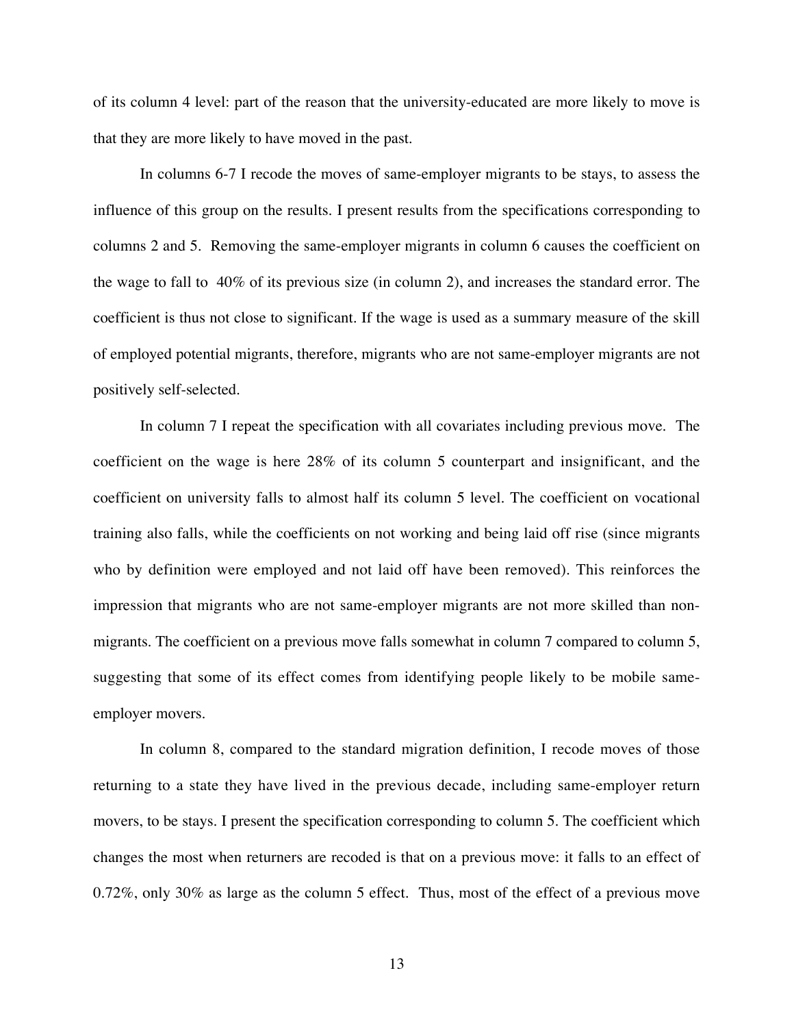of its column 4 level: part of the reason that the university-educated are more likely to move is that they are more likely to have moved in the past.

In columns 6-7 I recode the moves of same-employer migrants to be stays, to assess the influence of this group on the results. I present results from the specifications corresponding to columns 2 and 5. Removing the same-employer migrants in column 6 causes the coefficient on the wage to fall to 40% of its previous size (in column 2), and increases the standard error. The coefficient is thus not close to significant. If the wage is used as a summary measure of the skill of employed potential migrants, therefore, migrants who are not same-employer migrants are not positively self-selected.

In column 7 I repeat the specification with all covariates including previous move. The coefficient on the wage is here 28% of its column 5 counterpart and insignificant, and the coefficient on university falls to almost half its column 5 level. The coefficient on vocational training also falls, while the coefficients on not working and being laid off rise (since migrants who by definition were employed and not laid off have been removed). This reinforces the impression that migrants who are not same-employer migrants are not more skilled than non-migrants. The coefficient on a previous move falls somewhat in column 7 compared to column 5, suggesting that some of its effect comes from identifying people likely to be mobile same-employer movers.

In column 8, compared to the standard migration definition, I recode moves of those returning to a state they have lived in the previous decade, including same-employer return movers, to be stays. I present the specification corresponding to column 5. The coefficient which changes the most when returners are recoded is that on a previous move: it falls to an effect of 0.72%, only 30% as large as the column 5 effect. Thus, most of the effect of a previous move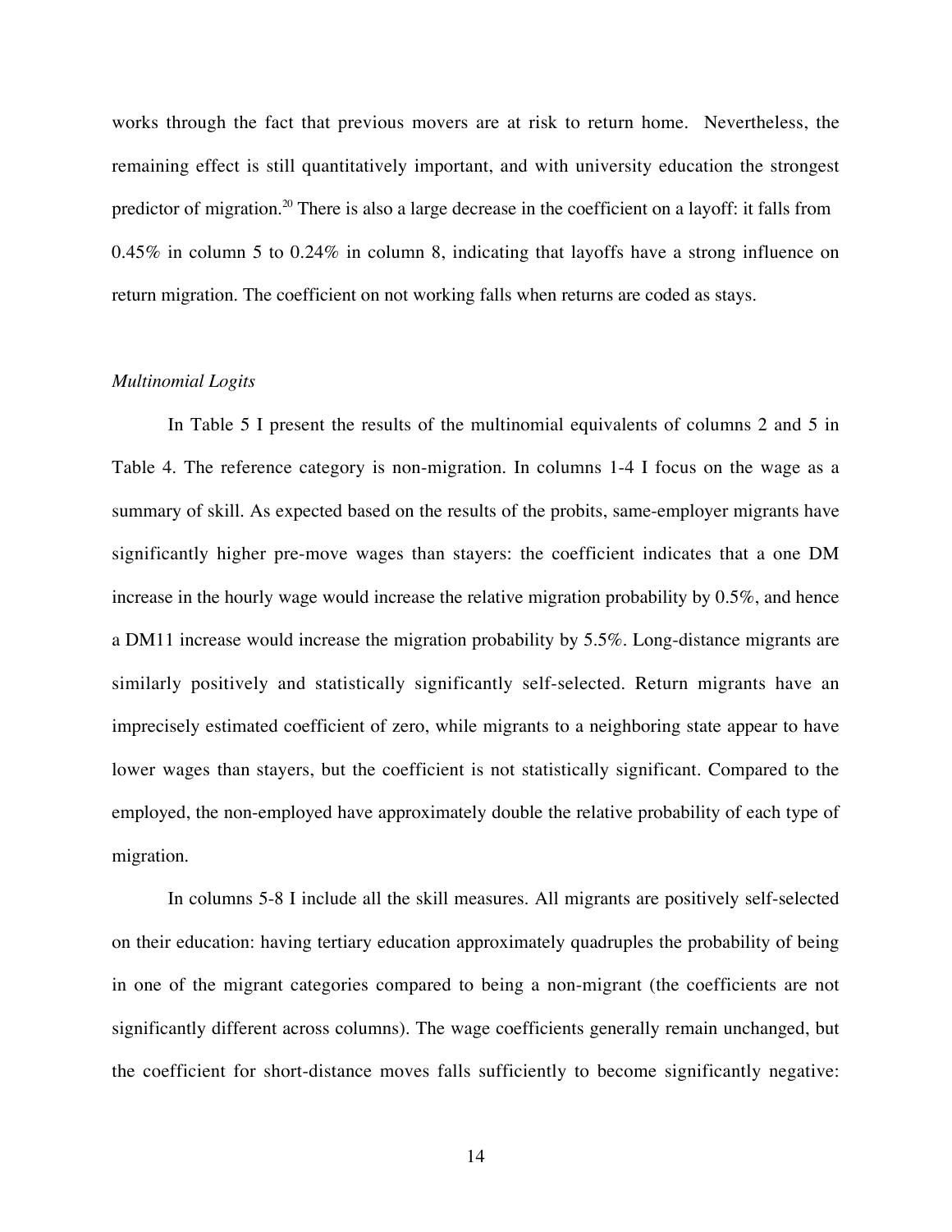works through the fact that previous movers are at risk to return home. Nevertheless, the remaining effect is still quantitatively important, and with university education the strongest predictor of migration.[20] There is also a large decrease in the coefficient on a layoff: it falls from 0.45% in column 5 to 0.24% in column 8, indicating that layoffs have a strong influence on return migration. The coefficient on not working falls when returns are coded as stays.

*Multinomial Logits*

In Table 5 I present the results of the multinomial equivalents of columns 2 and 5 in Table 4. The reference category is non-migration. In columns 1-4 I focus on the wage as a summary of skill. As expected based on the results of the probits, same-employer migrants have significantly higher pre-move wages than stayers: the coefficient indicates that a one DM increase in the hourly wage would increase the relative migration probability by 0.5%, and hence a DM11 increase would increase the migration probability by 5.5%. Long-distance migrants are similarly positively and statistically significantly self-selected. Return migrants have an imprecisely estimated coefficient of zero, while migrants to a neighboring state appear to have lower wages than stayers, but the coefficient is not statistically significant. Compared to the employed, the non-employed have approximately double the relative probability of each type of migration.

In columns 5-8 I include all the skill measures. All migrants are positively self-selected on their education: having tertiary education approximately quadruples the probability of being in one of the migrant categories compared to being a non-migrant (the coefficients are not significantly different across columns). The wage coefficients generally remain unchanged, but the coefficient for short-distance moves falls sufficiently to become significantly negative: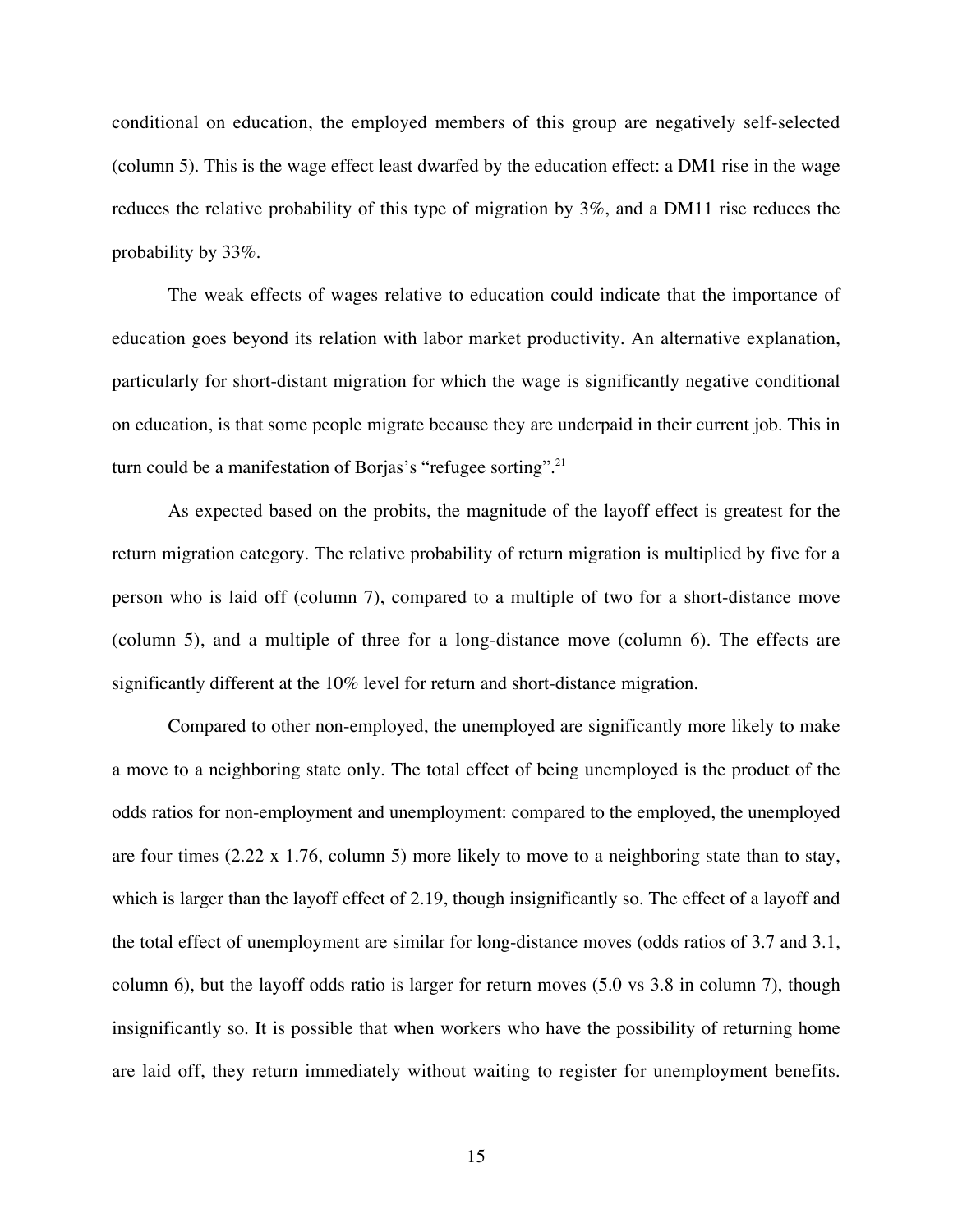conditional on education, the employed members of this group are negatively self-selected (column 5). This is the wage effect least dwarfed by the education effect: a DM1 rise in the wage reduces the relative probability of this type of migration by 3%, and a DM11 rise reduces the probability by 33%.

The weak effects of wages relative to education could indicate that the importance of education goes beyond its relation with labor market productivity. An alternative explanation, particularly for short-distant migration for which the wage is significantly negative conditional on education, is that some people migrate because they are underpaid in their current job. This in turn could be a manifestation of Borjas's "refugee sorting".[21]

As expected based on the probits, the magnitude of the layoff effect is greatest for the return migration category. The relative probability of return migration is multiplied by five for a person who is laid off (column 7), compared to a multiple of two for a short-distance move (column 5), and a multiple of three for a long-distance move (column 6). The effects are significantly different at the 10% level for return and short-distance migration.

Compared to other non-employed, the unemployed are significantly more likely to make a move to a neighboring state only. The total effect of being unemployed is the product of the odds ratios for non-employment and unemployment: compared to the employed, the unemployed are four times (2.22 x 1.76, column 5) more likely to move to a neighboring state than to stay, which is larger than the layoff effect of 2.19, though insignificantly so. The effect of a layoff and the total effect of unemployment are similar for long-distance moves (odds ratios of 3.7 and 3.1, column 6), but the layoff odds ratio is larger for return moves (5.0 vs 3.8 in column 7), though insignificantly so. It is possible that when workers who have the possibility of returning home are laid off, they return immediately without waiting to register for unemployment benefits.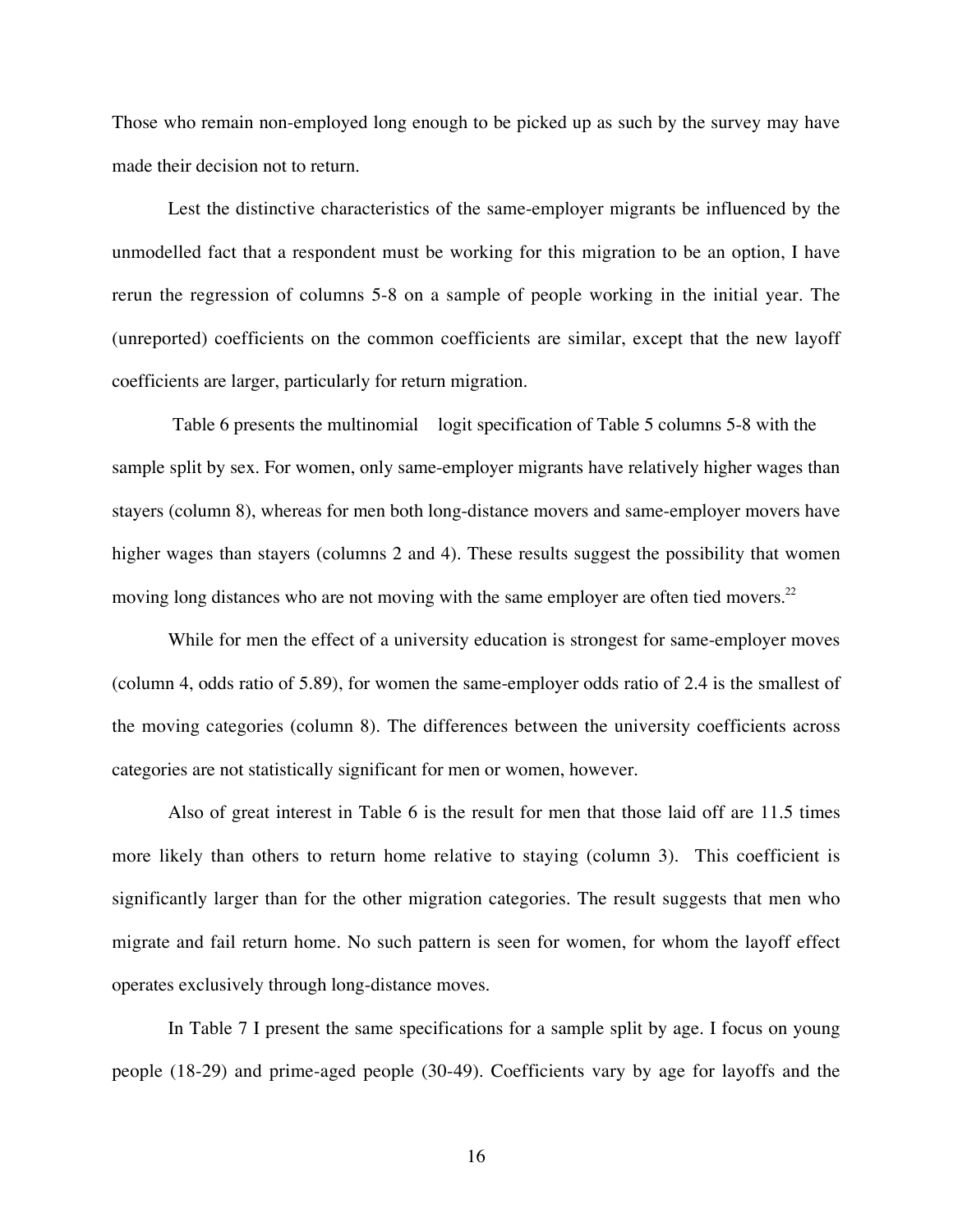Those who remain non-employed long enough to be picked up as such by the survey may have made their decision not to return.

Lest the distinctive characteristics of the same-employer migrants be influenced by the unmodelled fact that a respondent must be working for this migration to be an option, I have rerun the regression of columns 5-8 on a sample of people working in the initial year. The (unreported) coefficients on the common coefficients are similar, except that the new layoff coefficients are larger, particularly for return migration.

Table 6 presents the multinomial logit specification of Table 5 columns 5-8 with the sample split by sex. For women, only same-employer migrants have relatively higher wages than stayers (column 8), whereas for men both long-distance movers and same-employer movers have higher wages than stayers (columns 2 and 4). These results suggest the possibility that women moving long distances who are not moving with the same employer are often tied movers.[22]

While for men the effect of a university education is strongest for same-employer moves (column 4, odds ratio of 5.89), for women the same-employer odds ratio of 2.4 is the smallest of the moving categories (column 8). The differences between the university coefficients across categories are not statistically significant for men or women, however.

Also of great interest in Table 6 is the result for men that those laid off are 11.5 times more likely than others to return home relative to staying (column 3). This coefficient is significantly larger than for the other migration categories. The result suggests that men who migrate and fail return home. No such pattern is seen for women, for whom the layoff effect operates exclusively through long-distance moves.

In Table 7 I present the same specifications for a sample split by age. I focus on young people (18-29) and prime-aged people (30-49). Coefficients vary by age for layoffs and the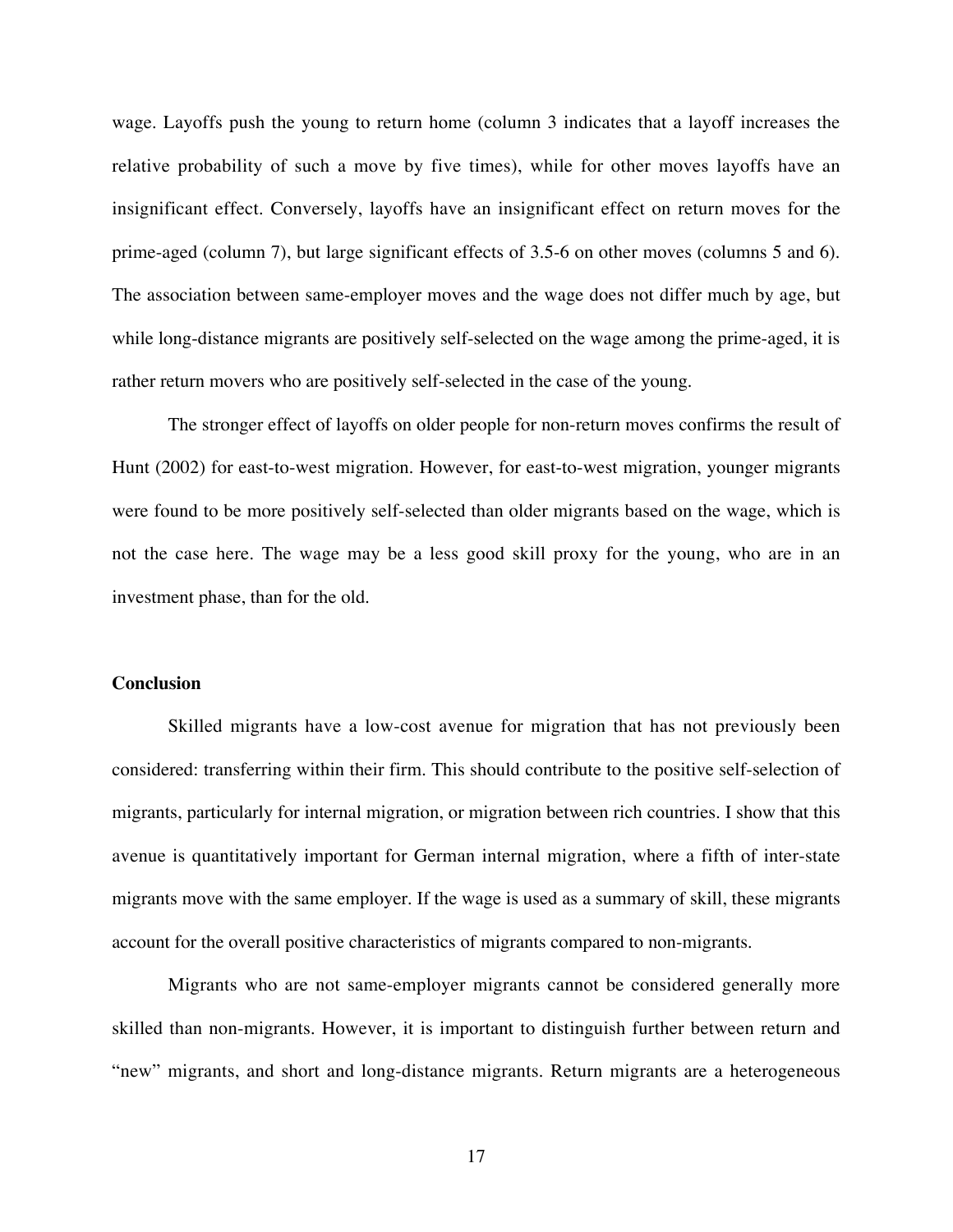wage. Layoffs push the young to return home (column 3 indicates that a layoff increases the relative probability of such a move by five times), while for other moves layoffs have an insignificant effect. Conversely, layoffs have an insignificant effect on return moves for the prime-aged (column 7), but large significant effects of 3.5-6 on other moves (columns 5 and 6). The association between same-employer moves and the wage does not differ much by age, but while long-distance migrants are positively self-selected on the wage among the prime-aged, it is rather return movers who are positively self-selected in the case of the young.

The stronger effect of layoffs on older people for non-return moves confirms the result of Hunt (2002) for east-to-west migration. However, for east-to-west migration, younger migrants were found to be more positively self-selected than older migrants based on the wage, which is not the case here. The wage may be a less good skill proxy for the young, who are in an investment phase, than for the old.

**Conclusion**

Skilled migrants have a low-cost avenue for migration that has not previously been considered: transferring within their firm. This should contribute to the positive self-selection of migrants, particularly for internal migration, or migration between rich countries. I show that this avenue is quantitatively important for German internal migration, where a fifth of inter-state migrants move with the same employer. If the wage is used as a summary of skill, these migrants account for the overall positive characteristics of migrants compared to non-migrants.

Migrants who are not same-employer migrants cannot be considered generally more skilled than non-migrants. However, it is important to distinguish further between return and "new" migrants, and short and long-distance migrants. Return migrants are a heterogeneous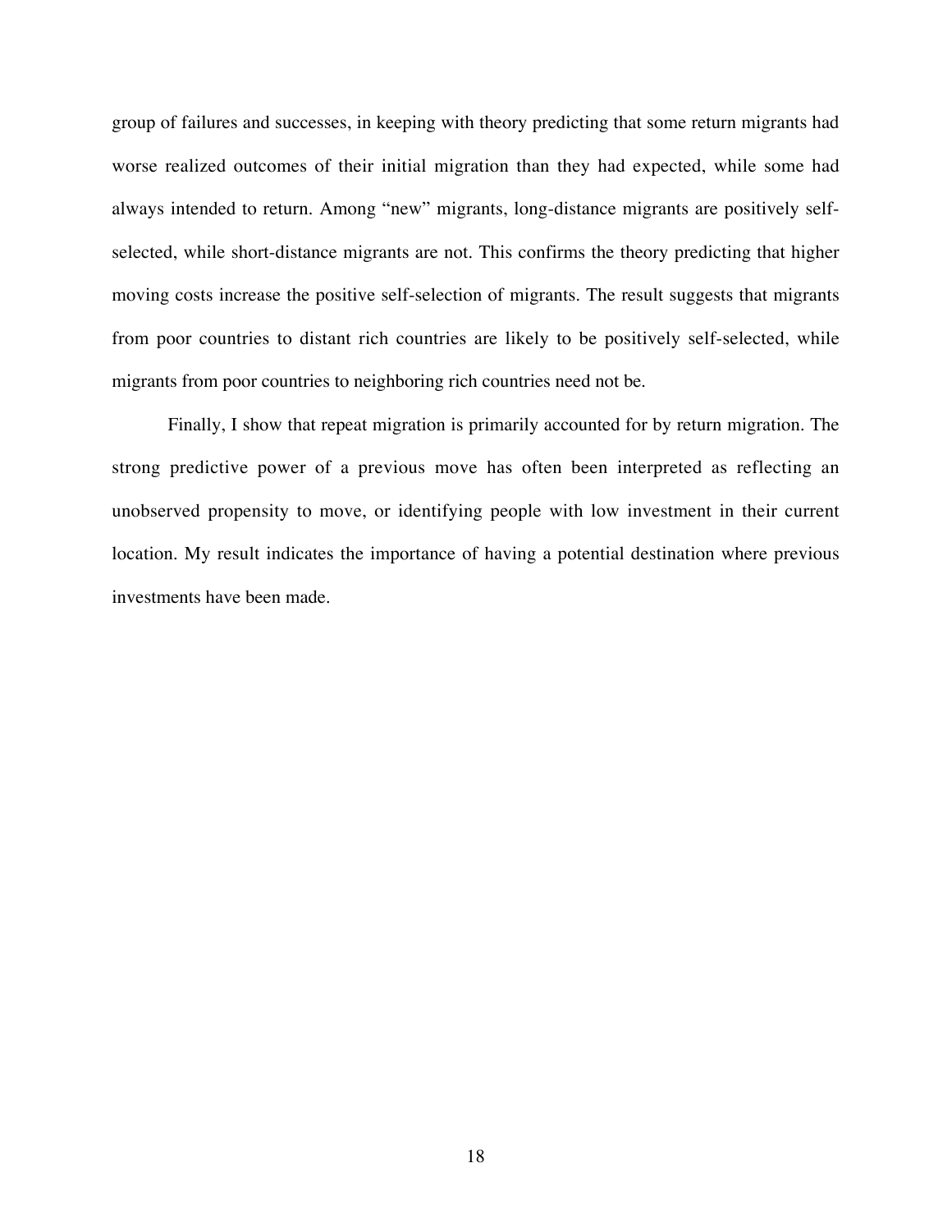group of failures and successes, in keeping with theory predicting that some return migrants had worse realized outcomes of their initial migration than they had expected, while some had always intended to return. Among "new" migrants, long-distance migrants are positively self-selected, while short-distance migrants are not. This confirms the theory predicting that higher moving costs increase the positive self-selection of migrants. The result suggests that migrants from poor countries to distant rich countries are likely to be positively self-selected, while migrants from poor countries to neighboring rich countries need not be.

Finally, I show that repeat migration is primarily accounted for by return migration. The strong predictive power of a previous move has often been interpreted as reflecting an unobserved propensity to move, or identifying people with low investment in their current location. My result indicates the importance of having a potential destination where previous investments have been made.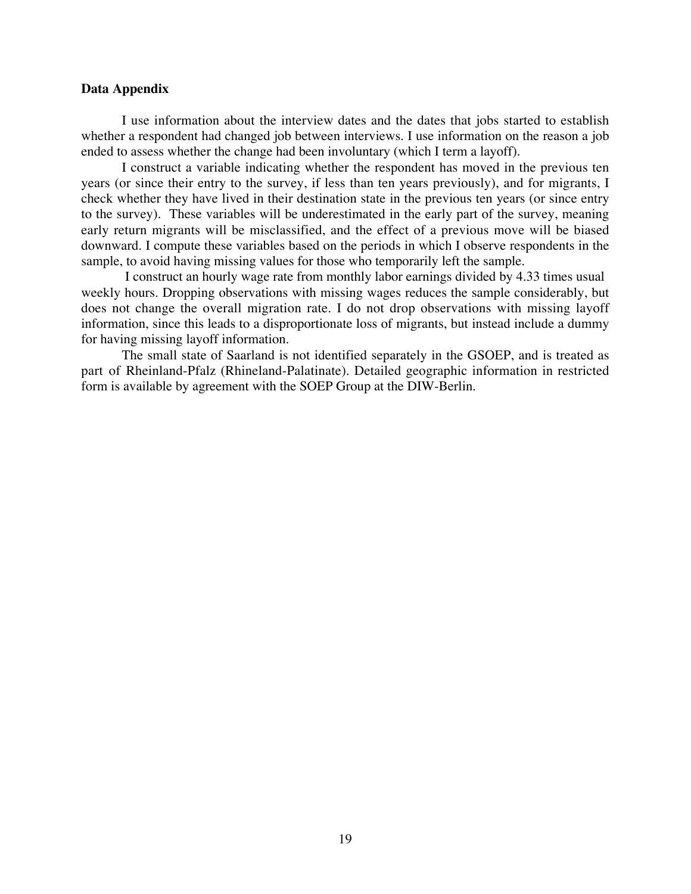## Data Appendix

I use information about the interview dates and the dates that jobs started to establish whether a respondent had changed job between interviews. I use information on the reason a job ended to assess whether the change had been involuntary (which I term a layoff).

I construct a variable indicating whether the respondent has moved in the previous ten years (or since their entry to the survey, if less than ten years previously), and for migrants, I check whether they have lived in their destination state in the previous ten years (or since entry to the survey). These variables will be underestimated in the early part of the survey, meaning early return migrants will be misclassified, and the effect of a previous move will be biased downward. I compute these variables based on the periods in which I observe respondents in the sample, to avoid having missing values for those who temporarily left the sample.

I construct an hourly wage rate from monthly labor earnings divided by 4.33 times usual weekly hours. Dropping observations with missing wages reduces the sample considerably, but does not change the overall migration rate. I do not drop observations with missing layoff information, since this leads to a disproportionate loss of migrants, but instead include a dummy for having missing layoff information.

The small state of Saarland is not identified separately in the GSOEP, and is treated as part of Rheinland-Pfalz (Rhineland-Palatinate). Detailed geographic information in restricted form is available by agreement with the SOEP Group at the DIW-Berlin.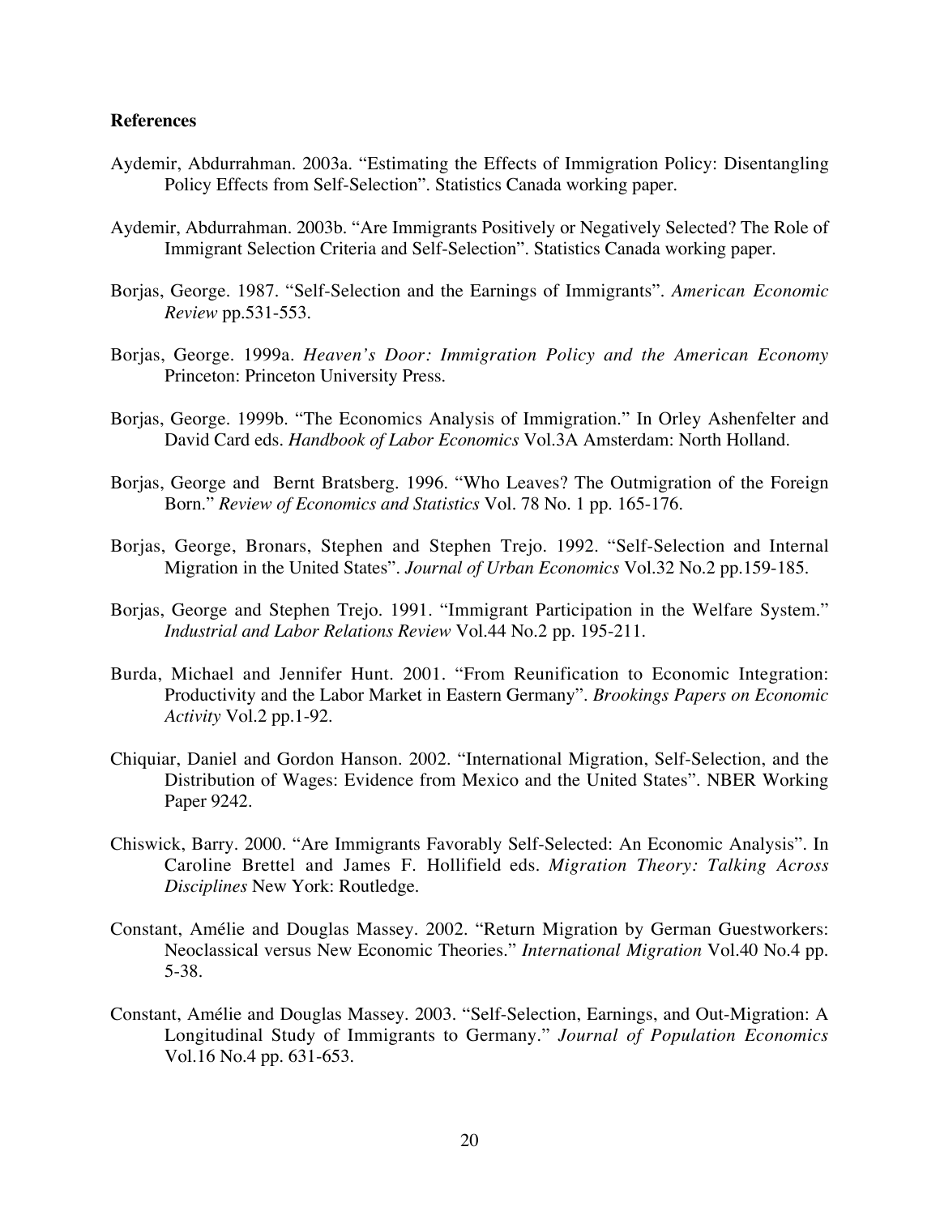**References**

Aydemir, Abdurrahman. 2003a. "Estimating the Effects of Immigration Policy: Disentangling Policy Effects from Self-Selection". Statistics Canada working paper.

Aydemir, Abdurrahman. 2003b. "Are Immigrants Positively or Negatively Selected? The Role of Immigrant Selection Criteria and Self-Selection". Statistics Canada working paper.

Borjas, George. 1987. "Self-Selection and the Earnings of Immigrants". *American Economic Review* pp.531-553.

Borjas, George. 1999a. *Heaven's Door: Immigration Policy and the American Economy* Princeton: Princeton University Press.

Borjas, George. 1999b. "The Economics Analysis of Immigration." In Orley Ashenfelter and David Card eds. *Handbook of Labor Economics* Vol.3A Amsterdam: North Holland.

Borjas, George and Bernt Bratsberg. 1996. "Who Leaves? The Outmigration of the Foreign Born." *Review of Economics and Statistics* Vol. 78 No. 1 pp. 165-176.

Borjas, George, Bronars, Stephen and Stephen Trejo. 1992. "Self-Selection and Internal Migration in the United States". *Journal of Urban Economics* Vol.32 No.2 pp.159-185.

Borjas, George and Stephen Trejo. 1991. "Immigrant Participation in the Welfare System." *Industrial and Labor Relations Review* Vol.44 No.2 pp. 195-211.

Burda, Michael and Jennifer Hunt. 2001. "From Reunification to Economic Integration: Productivity and the Labor Market in Eastern Germany". *Brookings Papers on Economic Activity* Vol.2 pp.1-92.

Chiquiar, Daniel and Gordon Hanson. 2002. "International Migration, Self-Selection, and the Distribution of Wages: Evidence from Mexico and the United States". NBER Working Paper 9242.

Chiswick, Barry. 2000. "Are Immigrants Favorably Self-Selected: An Economic Analysis". In Caroline Brettel and James F. Hollifield eds. *Migration Theory: Talking Across Disciplines* New York: Routledge.

Constant, Amélie and Douglas Massey. 2002. "Return Migration by German Guestworkers: Neoclassical versus New Economic Theories." *International Migration* Vol.40 No.4 pp. 5-38.

Constant, Amélie and Douglas Massey. 2003. "Self-Selection, Earnings, and Out-Migration: A Longitudinal Study of Immigrants to Germany." *Journal of Population Economics* Vol.16 No.4 pp. 631-653.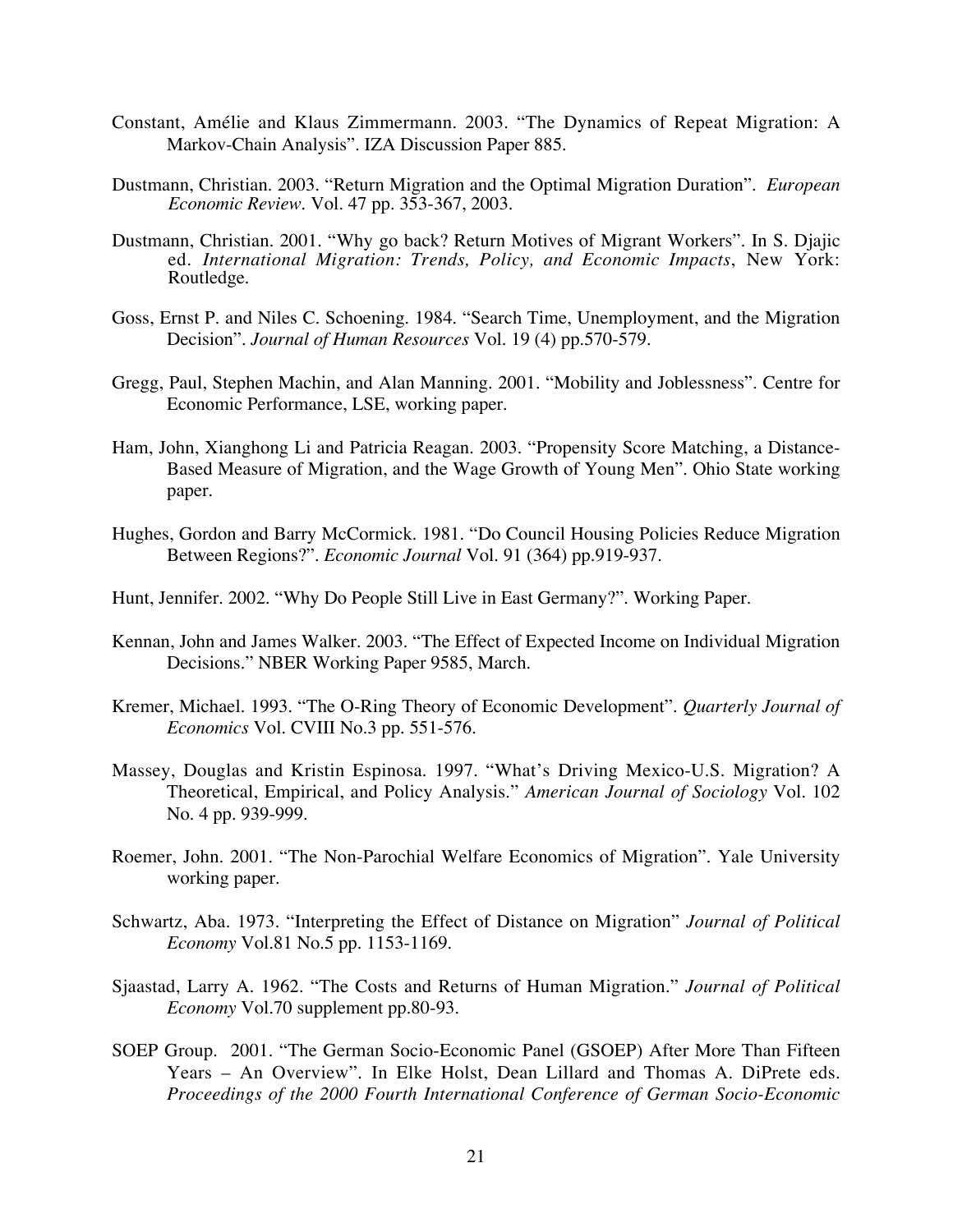Constant, Amélie and Klaus Zimmermann. 2003. "The Dynamics of Repeat Migration: A Markov-Chain Analysis". IZA Discussion Paper 885.

Dustmann, Christian. 2003. "Return Migration and the Optimal Migration Duration". *European Economic Review*. Vol. 47 pp. 353-367, 2003.

Dustmann, Christian. 2001. "Why go back? Return Motives of Migrant Workers". In S. Djajic ed. *International Migration: Trends, Policy, and Economic Impacts*, New York: Routledge.

Goss, Ernst P. and Niles C. Schoening. 1984. "Search Time, Unemployment, and the Migration Decision". *Journal of Human Resources* Vol. 19 (4) pp.570-579.

Gregg, Paul, Stephen Machin, and Alan Manning. 2001. "Mobility and Joblessness". Centre for Economic Performance, LSE, working paper.

Ham, John, Xianghong Li and Patricia Reagan. 2003. "Propensity Score Matching, a Distance-Based Measure of Migration, and the Wage Growth of Young Men". Ohio State working paper.

Hughes, Gordon and Barry McCormick. 1981. "Do Council Housing Policies Reduce Migration Between Regions?". *Economic Journal* Vol. 91 (364) pp.919-937.

Hunt, Jennifer. 2002. "Why Do People Still Live in East Germany?". Working Paper.

Kennan, John and James Walker. 2003. "The Effect of Expected Income on Individual Migration Decisions." NBER Working Paper 9585, March.

Kremer, Michael. 1993. "The O-Ring Theory of Economic Development". *Quarterly Journal of Economics* Vol. CVIII No.3 pp. 551-576.

Massey, Douglas and Kristin Espinosa. 1997. "What's Driving Mexico-U.S. Migration? A Theoretical, Empirical, and Policy Analysis." *American Journal of Sociology* Vol. 102 No. 4 pp. 939-999.

Roemer, John. 2001. "The Non-Parochial Welfare Economics of Migration". Yale University working paper.

Schwartz, Aba. 1973. "Interpreting the Effect of Distance on Migration" *Journal of Political Economy* Vol.81 No.5 pp. 1153-1169.

Sjaastad, Larry A. 1962. "The Costs and Returns of Human Migration." *Journal of Political Economy* Vol.70 supplement pp.80-93.

SOEP Group. 2001. "The German Socio-Economic Panel (GSOEP) After More Than Fifteen Years – An Overview". In Elke Holst, Dean Lillard and Thomas A. DiPrete eds. *Proceedings of the 2000 Fourth International Conference of German Socio-Economic*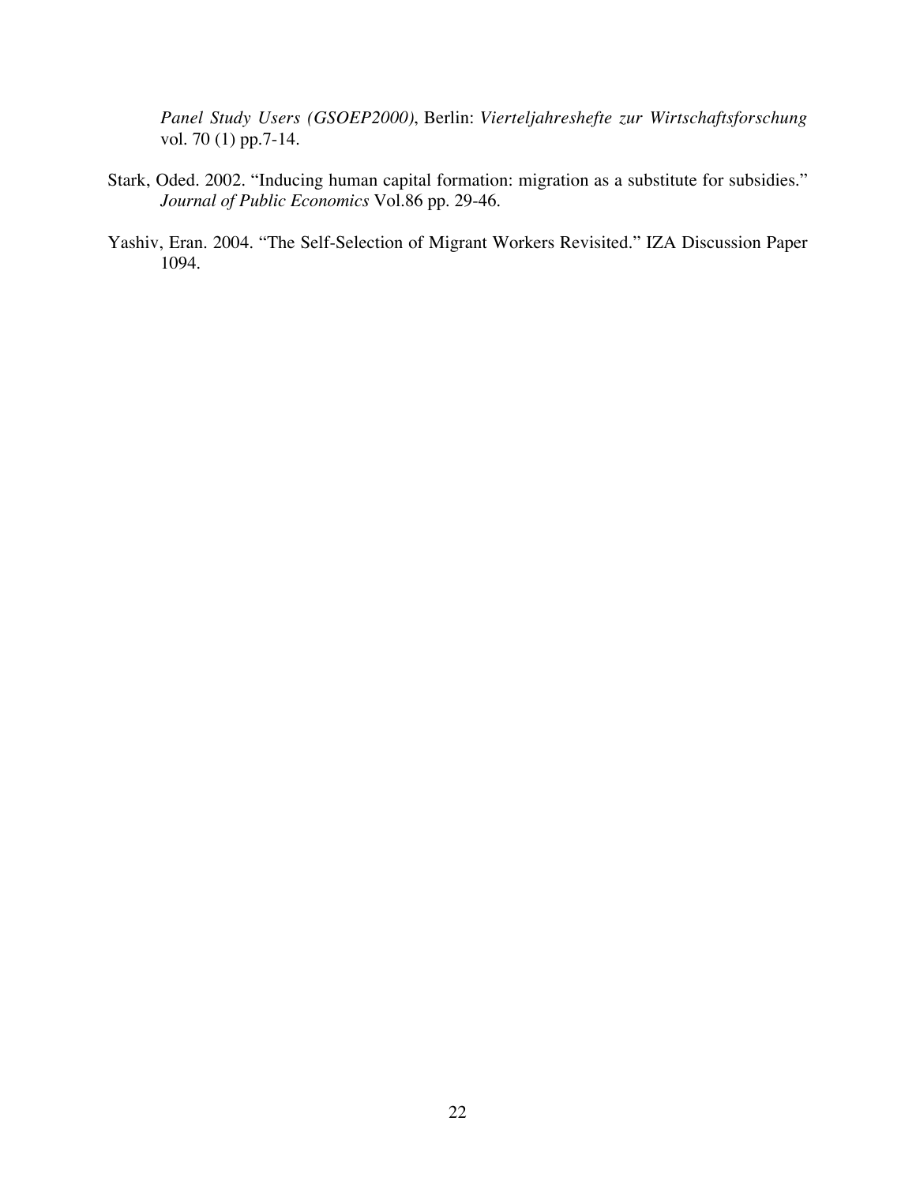*Panel Study Users (GSOEP2000)*, Berlin: *Vierteljahreshefte zur Wirtschaftsforschung* vol. 70 (1) pp.7-14.

Stark, Oded. 2002. "Inducing human capital formation: migration as a substitute for subsidies." *Journal of Public Economics* Vol.86 pp. 29-46.

Yashiv, Eran. 2004. "The Self-Selection of Migrant Workers Revisited." IZA Discussion Paper 1094.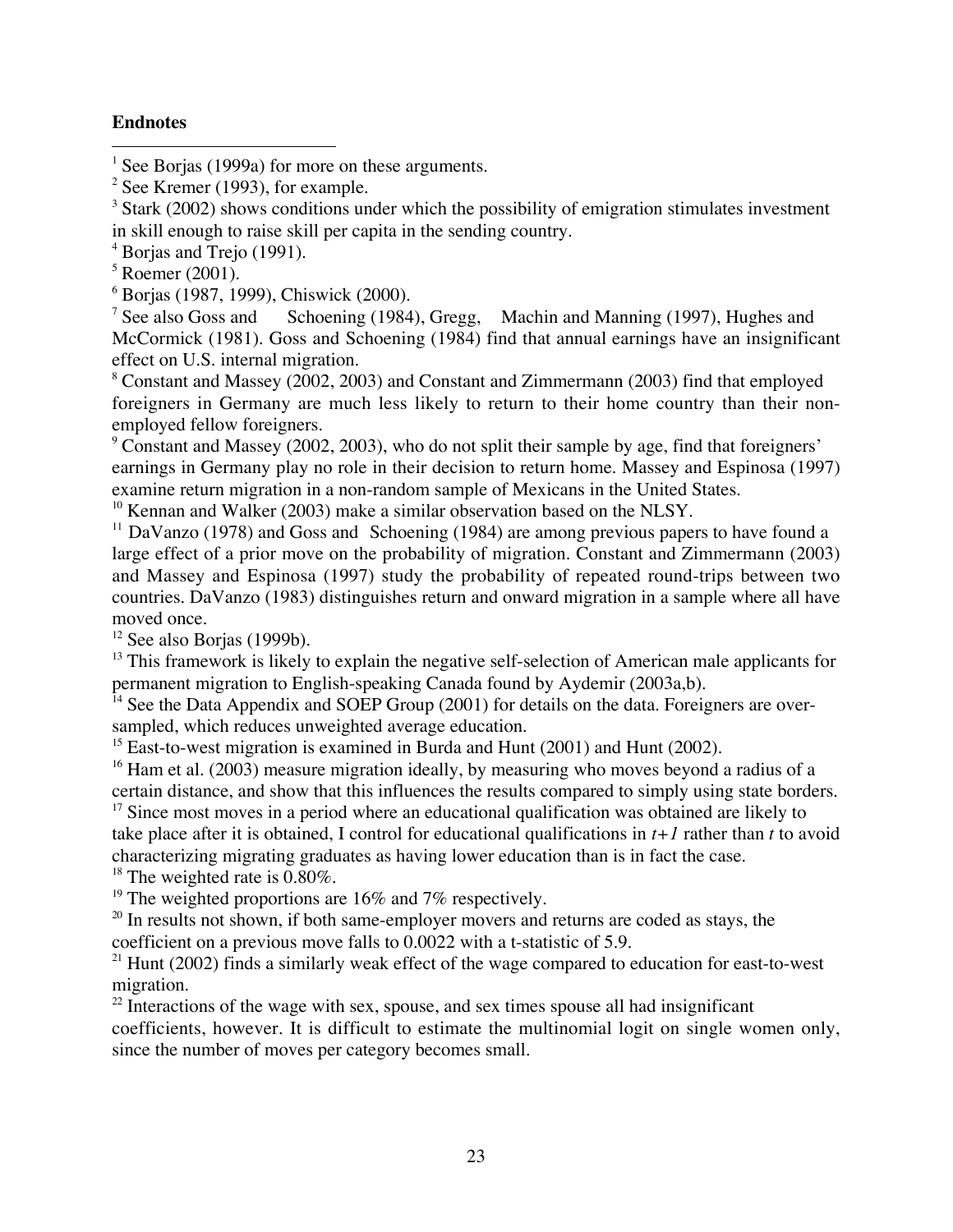**Endnotes**

[1] See Borjas (1999a) for more on these arguments.

[2] See Kremer (1993), for example.

[3] Stark (2002) shows conditions under which the possibility of emigration stimulates investment in skill enough to raise skill per capita in the sending country.

[4] Borjas and Trejo (1991).

[5] Roemer (2001).

[6] Borjas (1987, 1999), Chiswick (2000).

[7] See also Goss and Schoening (1984), Gregg, Machin and Manning (1997), Hughes and McCormick (1981). Goss and Schoening (1984) find that annual earnings have an insignificant effect on U.S. internal migration.

[8] Constant and Massey (2002, 2003) and Constant and Zimmermann (2003) find that employed foreigners in Germany are much less likely to return to their home country than their non-employed fellow foreigners.

[9] Constant and Massey (2002, 2003), who do not split their sample by age, find that foreigners' earnings in Germany play no role in their decision to return home. Massey and Espinosa (1997) examine return migration in a non-random sample of Mexicans in the United States.

[10] Kennan and Walker (2003) make a similar observation based on the NLSY.

[11] DaVanzo (1978) and Goss and Schoening (1984) are among previous papers to have found a large effect of a prior move on the probability of migration. Constant and Zimmermann (2003) and Massey and Espinosa (1997) study the probability of repeated round-trips between two countries. DaVanzo (1983) distinguishes return and onward migration in a sample where all have moved once.

[12] See also Borjas (1999b).

[13] This framework is likely to explain the negative self-selection of American male applicants for permanent migration to English-speaking Canada found by Aydemir (2003a,b).

[14] See the Data Appendix and SOEP Group (2001) for details on the data. Foreigners are over-sampled, which reduces unweighted average education.

[15] East-to-west migration is examined in Burda and Hunt (2001) and Hunt (2002).

[16] Ham et al. (2003) measure migration ideally, by measuring who moves beyond a radius of a certain distance, and show that this influences the results compared to simply using state borders.

[17] Since most moves in a period where an educational qualification was obtained are likely to take place after it is obtained, I control for educational qualifications in $t+1$ rather than $t$ to avoid characterizing migrating graduates as having lower education than is in fact the case.

[18] The weighted rate is 0.80%.

[19] The weighted proportions are 16% and 7% respectively.

[20] In results not shown, if both same-employer movers and returns are coded as stays, the coefficient on a previous move falls to 0.0022 with a t-statistic of 5.9.

[21] Hunt (2002) finds a similarly weak effect of the wage compared to education for east-to-west migration.

[22] Interactions of the wage with sex, spouse, and sex times spouse all had insignificant coefficients, however. It is difficult to estimate the multinomial logit on single women only, since the number of moves per category becomes small.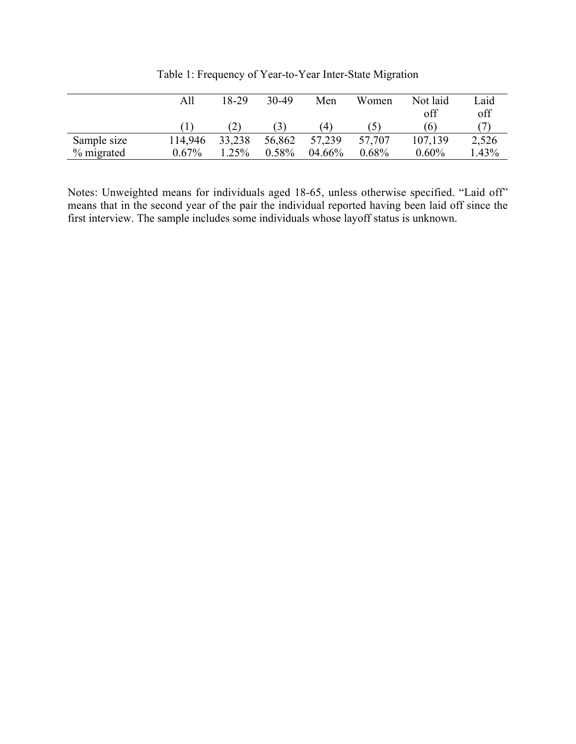Table 1: Frequency of Year-to-Year Inter-State Migration

| | All | 18-29 | 30-49 | Men | Women | Not laid off | Laid off |
|---|---|---|---|---|---|---|---|
| | (1) | (2) | (3) | (4) | (5) | (6) | (7) |
| Sample size | 114,946 | 33,238 | 56,862 | 57,239 | 57,707 | 107,139 | 2,526 |
| % migrated | 0.67% | 1.25% | 0.58% | 04.66% | 0.68% | 0.60% | 1.43% |

Notes: Unweighted means for individuals aged 18-65, unless otherwise specified. "Laid off" means that in the second year of the pair the individual reported having been laid off since the first interview. The sample includes some individuals whose layoff status is unknown.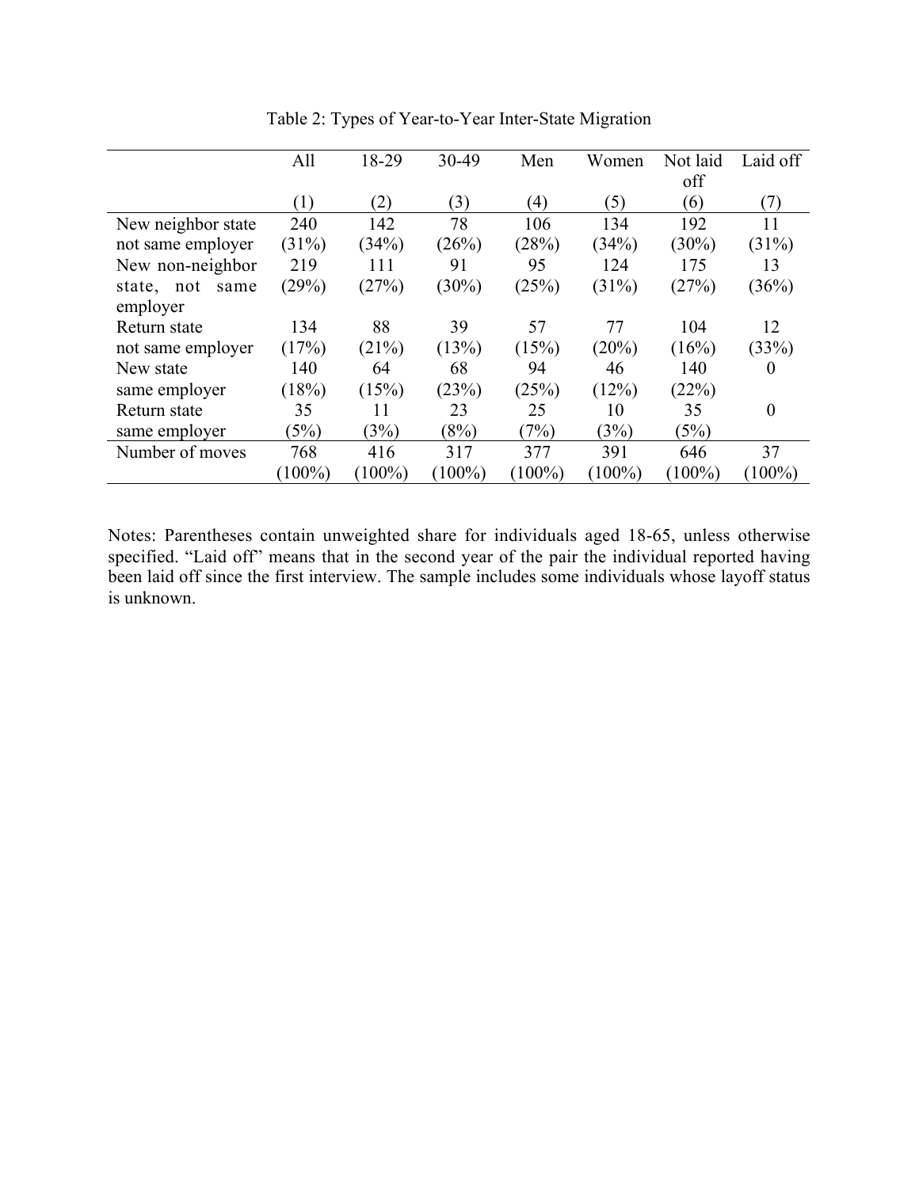Table 2: Types of Year-to-Year Inter-State Migration

| | All | 18-29 | 30-49 | Men | Women | Not laid off | Laid off |
|---|---|---|---|---|---|---|---|
| | (1) | (2) | (3) | (4) | (5) | (6) | (7) |
| New neighbor state not same employer | 240 (31%) | 142 (34%) | 78 (26%) | 106 (28%) | 134 (34%) | 192 (30%) | 11 (31%) |
| New non-neighbor state, not same employer | 219 (29%) | 111 (27%) | 91 (30%) | 95 (25%) | 124 (31%) | 175 (27%) | 13 (36%) |
| Return state not same employer | 134 (17%) | 88 (21%) | 39 (13%) | 57 (15%) | 77 (20%) | 104 (16%) | 12 (33%) |
| New state same employer | 140 (18%) | 64 (15%) | 68 (23%) | 94 (25%) | 46 (12%) | 140 (22%) | 0 |
| Return state same employer | 35 (5%) | 11 (3%) | 23 (8%) | 25 (7%) | 10 (3%) | 35 (5%) | 0 |
| Number of moves | 768 (100%) | 416 (100%) | 317 (100%) | 377 (100%) | 391 (100%) | 646 (100%) | 37 (100%) |

Notes: Parentheses contain unweighted share for individuals aged 18-65, unless otherwise specified. "Laid off" means that in the second year of the pair the individual reported having been laid off since the first interview. The sample includes some individuals whose layoff status is unknown.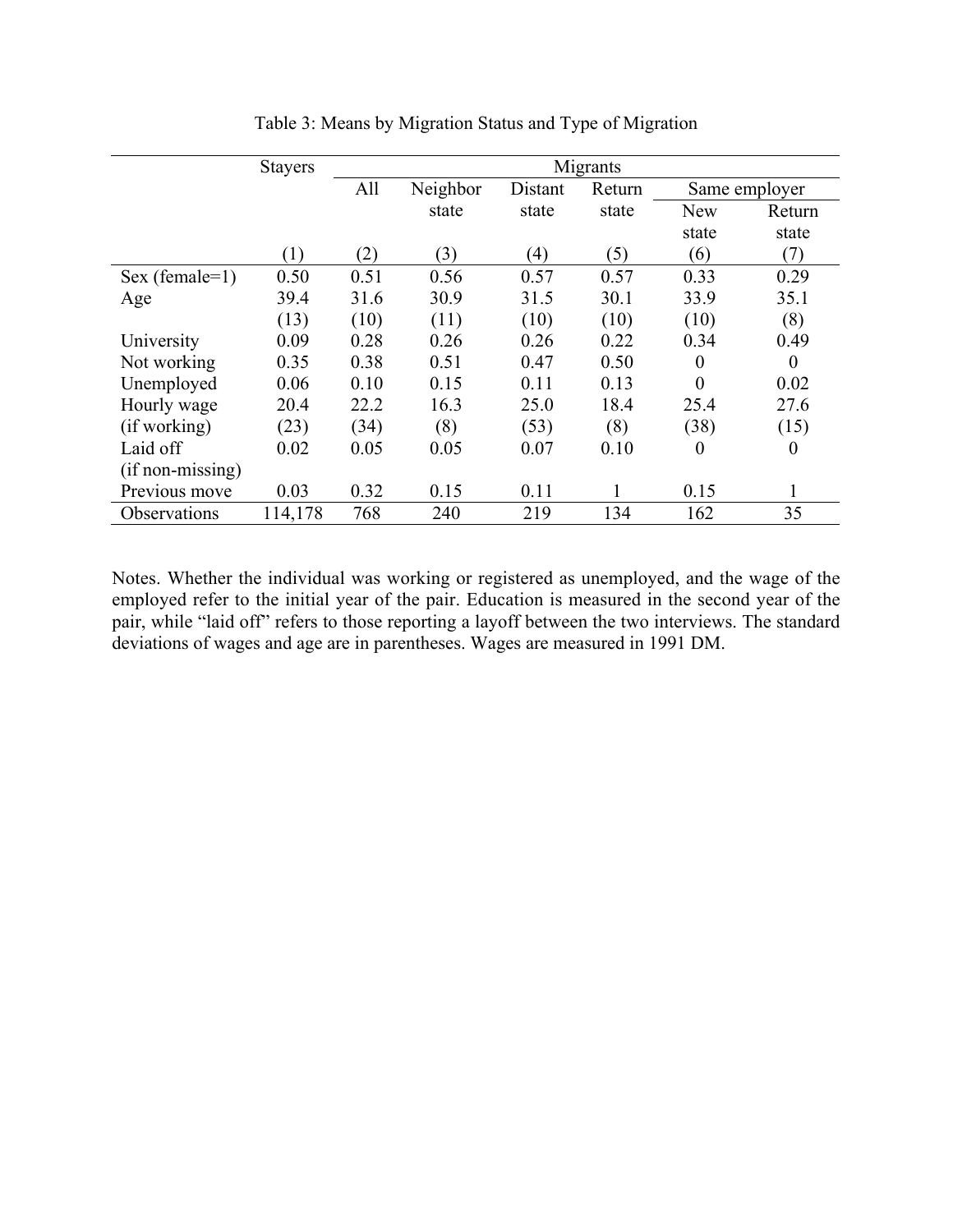Table 3: Means by Migration Status and Type of Migration

| | Stayers | Migrants | | | | | |
|---|---|---|---|---|---|---|---|
| | | All | Neighbor state | Distant state | Return state | Same employer | |
| | | | | | | New state | Return state |
| | (1) | (2) | (3) | (4) | (5) | (6) | (7) |
| Sex (female=1) | 0.50 | 0.51 | 0.56 | 0.57 | 0.57 | 0.33 | 0.29 |
| Age | 39.4 | 31.6 | 30.9 | 31.5 | 30.1 | 33.9 | 35.1 |
| | (13) | (10) | (11) | (10) | (10) | (10) | (8) |
| University | 0.09 | 0.28 | 0.26 | 0.26 | 0.22 | 0.34 | 0.49 |
| Not working | 0.35 | 0.38 | 0.51 | 0.47 | 0.50 | 0 | 0 |
| Unemployed | 0.06 | 0.10 | 0.15 | 0.11 | 0.13 | 0 | 0.02 |
| Hourly wage | 20.4 | 22.2 | 16.3 | 25.0 | 18.4 | 25.4 | 27.6 |
| (if working) | (23) | (34) | (8) | (53) | (8) | (38) | (15) |
| Laid off | 0.02 | 0.05 | 0.05 | 0.07 | 0.10 | 0 | 0 |
| (if non-missing) | | | | | | | |
| Previous move | 0.03 | 0.32 | 0.15 | 0.11 | 1 | 0.15 | 1 |
| Observations | 114,178 | 768 | 240 | 219 | 134 | 162 | 35 |

Notes. Whether the individual was working or registered as unemployed, and the wage of the employed refer to the initial year of the pair. Education is measured in the second year of the pair, while "laid off" refers to those reporting a layoff between the two interviews. The standard deviations of wages and age are in parentheses. Wages are measured in 1991 DM.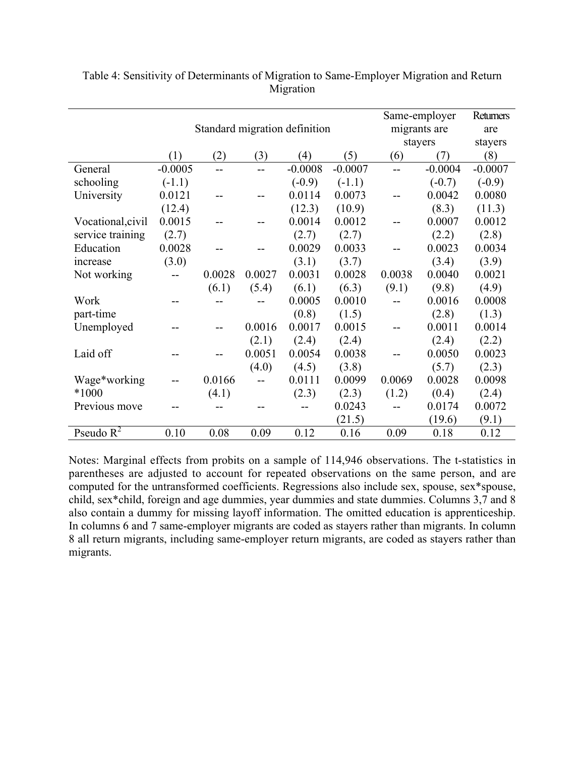Table 4: Sensitivity of Determinants of Migration to Same-Employer Migration and Return Migration

| | Standard migration definition | | | | | Same-employer migrants are stayers | | Returners are stayers |
|---|---|---|---|---|---|---|---|---|
| | (1) | (2) | (3) | (4) | (5) | (6) | (7) | (8) |
| General schooling | -0.0005 | -- | -- | -0.0008 | -0.0007 | -- | -0.0004 | -0.0007 |
| | (-1.1) | | | (-0.9) | (-1.1) | | (-0.7) | (-0.9) |
| University | 0.0121 | -- | -- | 0.0114 | 0.0073 | -- | 0.0042 | 0.0080 |
| | (12.4) | | | (12.3) | (10.9) | | (8.3) | (11.3) |
| Vocational, civil service training | 0.0015 | -- | -- | 0.0014 | 0.0012 | -- | 0.0007 | 0.0012 |
| | (2.7) | | | (2.7) | (2.7) | | (2.2) | (2.8) |
| Education increase | 0.0028 | -- | -- | 0.0029 | 0.0033 | -- | 0.0023 | 0.0034 |
| | (3.0) | | | (3.1) | (3.7) | | (3.4) | (3.9) |
| Not working | -- | 0.0028 | 0.0027 | 0.0031 | 0.0028 | 0.0038 | 0.0040 | 0.0021 |
| | | (6.1) | (5.4) | (6.1) | (6.3) | (9.1) | (9.8) | (4.9) |
| Work part-time | -- | -- | -- | 0.0005 | 0.0010 | -- | 0.0016 | 0.0008 |
| | | | | (0.8) | (1.5) | | (2.8) | (1.3) |
| Unemployed | -- | -- | 0.0016 | 0.0017 | 0.0015 | -- | 0.0011 | 0.0014 |
| | | | (2.1) | (2.4) | (2.4) | | (2.4) | (2.2) |
| Laid off | -- | -- | 0.0051 | 0.0054 | 0.0038 | -- | 0.0050 | 0.0023 |
| | | | (4.0) | (4.5) | (3.8) | | (5.7) | (2.3) |
| Wage*working *1000 | -- | 0.0166 | -- | 0.0111 | 0.0099 | 0.0069 | 0.0028 | 0.0098 |
| | | (4.1) | | (2.3) | (2.3) | (1.2) | (0.4) | (2.4) |
| Previous move | -- | -- | -- | -- | 0.0243 | -- | 0.0174 | 0.0072 |
| | | | | | (21.5) | | (19.6) | (9.1) |
| Pseudo $R^2$ | 0.10 | 0.08 | 0.09 | 0.12 | 0.16 | 0.09 | 0.18 | 0.12 |

Notes: Marginal effects from probits on a sample of 114,946 observations. The t-statistics in parentheses are adjusted to account for repeated observations on the same person, and are computed for the untransformed coefficients. Regressions also include sex, spouse, sex*spouse, child, sex*child, foreign and age dummies, year dummies and state dummies. Columns 3,7 and 8 also contain a dummy for missing layoff information. The omitted education is apprenticeship. In columns 6 and 7 same-employer migrants are coded as stayers rather than migrants. In column 8 all return migrants, including same-employer return migrants, are coded as stayers rather than migrants.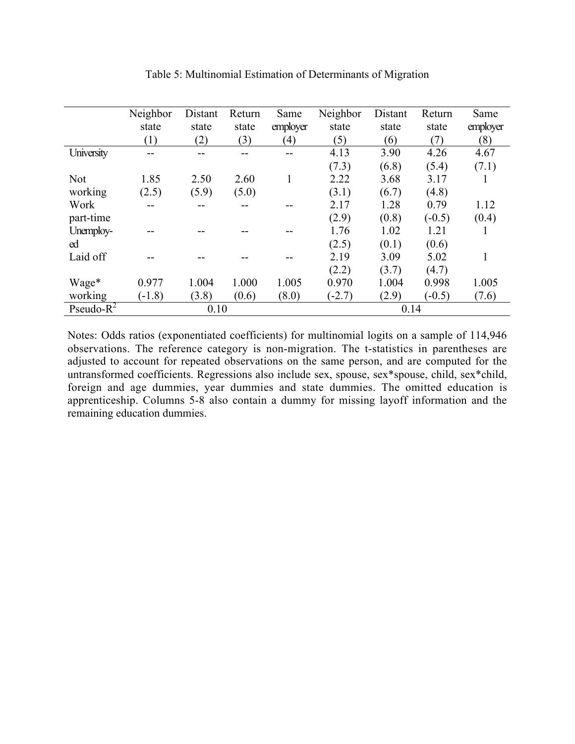Table 5: Multinomial Estimation of Determinants of Migration

| | Neighbor state (1) | Distant state (2) | Return state (3) | Same employer (4) | Neighbor state (5) | Distant state (6) | Return state (7) | Same employer (8) |
|---|---|---|---|---|---|---|---|---|
| University | -- | -- | -- | -- | 4.13 | 3.90 | 4.26 | 4.67 |
| | | | | | (7.3) | (6.8) | (5.4) | (7.1) |
| Not working | 1.85 | 2.50 | 2.60 | 1 | 2.22 | 3.68 | 3.17 | 1 |
| | (2.5) | (5.9) | (5.0) | | (3.1) | (6.7) | (4.8) | |
| Work part-time | -- | -- | -- | -- | 2.17 | 1.28 | 0.79 | 1.12 |
| | | | | | (2.9) | (0.8) | (-0.5) | (0.4) |
| Unemployed | -- | -- | -- | -- | 1.76 | 1.02 | 1.21 | 1 |
| | | | | | (2.5) | (0.1) | (0.6) | |
| Laid off | -- | -- | -- | -- | 2.19 | 3.09 | 5.02 | 1 |
| | | | | | (2.2) | (3.7) | (4.7) | |
| Wage* working | 0.977 | 1.004 | 1.000 | 1.005 | 0.970 | 1.004 | 0.998 | 1.005 |
| | (-1.8) | (3.8) | (0.6) | (8.0) | (-2.7) | (2.9) | (-0.5) | (7.6) |
| Pseudo-$R^2$ | | 0.10 | | | | 0.14 | | |

Notes: Odds ratios (exponentiated coefficients) for multinomial logits on a sample of 114,946 observations. The reference category is non-migration. The t-statistics in parentheses are adjusted to account for repeated observations on the same person, and are computed for the untransformed coefficients. Regressions also include sex, spouse, sex*spouse, child, sex*child, foreign and age dummies, year dummies and state dummies. The omitted education is apprenticeship. Columns 5-8 also contain a dummy for missing layoff information and the remaining education dummies.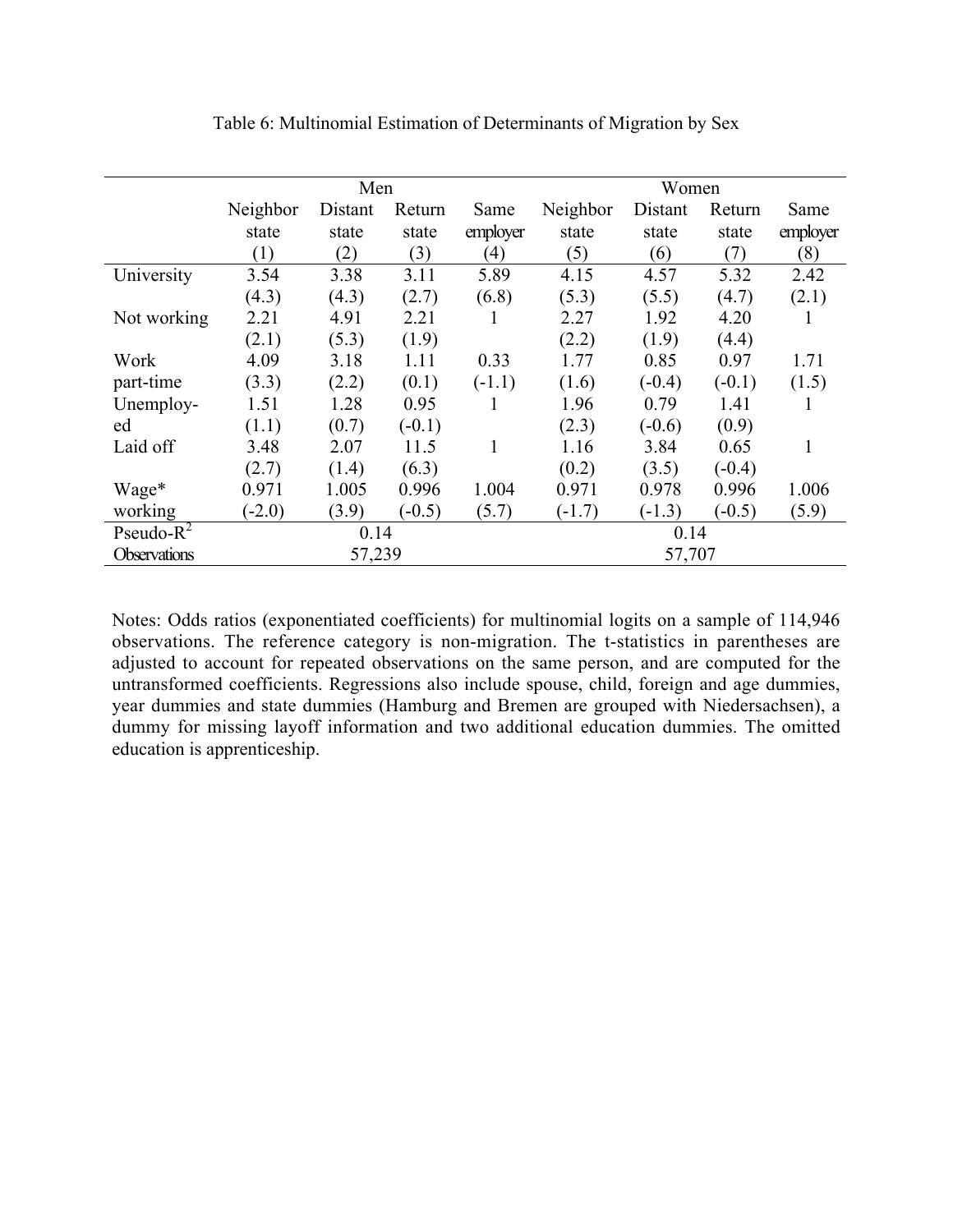Table 6: Multinomial Estimation of Determinants of Migration by Sex

| | Men | | | | Women | | | |
|---|---|---|---|---|---|---|---|---|
| | Neighbor state (1) | Distant state (2) | Return state (3) | Same employer (4) | Neighbor state (5) | Distant state (6) | Return state (7) | Same employer (8) |
| University | 3.54 | 3.38 | 3.11 | 5.89 | 4.15 | 4.57 | 5.32 | 2.42 |
| | (4.3) | (4.3) | (2.7) | (6.8) | (5.3) | (5.5) | (4.7) | (2.1) |
| Not working | 2.21 | 4.91 | 2.21 | 1 | 2.27 | 1.92 | 4.20 | 1 |
| | (2.1) | (5.3) | (1.9) | | (2.2) | (1.9) | (4.4) | |
| Work part-time | 4.09 | 3.18 | 1.11 | 0.33 | 1.77 | 0.85 | 0.97 | 1.71 |
| | (3.3) | (2.2) | (0.1) | (-1.1) | (1.6) | (-0.4) | (-0.1) | (1.5) |
| Unemployed | 1.51 | 1.28 | 0.95 | 1 | 1.96 | 0.79 | 1.41 | 1 |
| | (1.1) | (0.7) | (-0.1) | | (2.3) | (-0.6) | (0.9) | |
| Laid off | 3.48 | 2.07 | 11.5 | 1 | 1.16 | 3.84 | 0.65 | 1 |
| | (2.7) | (1.4) | (6.3) | | (0.2) | (3.5) | (-0.4) | |
| Wage* working | 0.971 | 1.005 | 0.996 | 1.004 | 0.971 | 0.978 | 0.996 | 1.006 |
| | (-2.0) | (3.9) | (-0.5) | (5.7) | (-1.7) | (-1.3) | (-0.5) | (5.9) |
| Pseudo-$R^2$ | 0.14 | | | | 0.14 | | | |
| Observations | 57,239 | | | | 57,707 | | | |

Notes: Odds ratios (exponentiated coefficients) for multinomial logits on a sample of 114,946 observations. The reference category is non-migration. The t-statistics in parentheses are adjusted to account for repeated observations on the same person, and are computed for the untransformed coefficients. Regressions also include spouse, child, foreign and age dummies, year dummies and state dummies (Hamburg and Bremen are grouped with Niedersachsen), a dummy for missing layoff information and two additional education dummies. The omitted education is apprenticeship.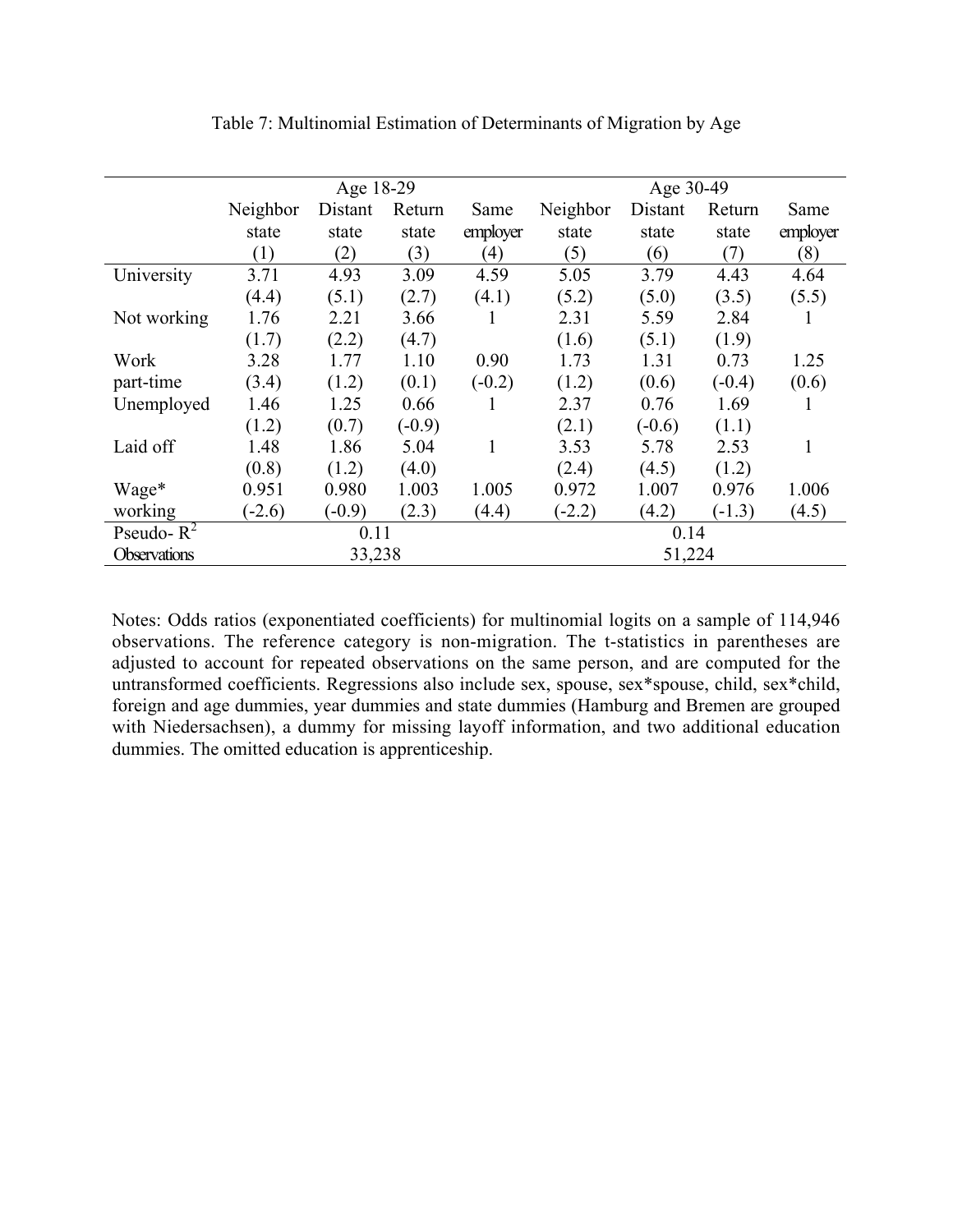Table 7: Multinomial Estimation of Determinants of Migration by Age

| | Age 18-29 | | | | Age 30-49 | | | |
|---|---|---|---|---|---|---|---|---|
| | Neighbor state | Distant state | Return state | Same employer | Neighbor state | Distant state | Return state | Same employer |
| | (1) | (2) | (3) | (4) | (5) | (6) | (7) | (8) |
| University | 3.71 | 4.93 | 3.09 | 4.59 | 5.05 | 3.79 | 4.43 | 4.64 |
| | (4.4) | (5.1) | (2.7) | (4.1) | (5.2) | (5.0) | (3.5) | (5.5) |
| Not working | 1.76 | 2.21 | 3.66 | 1 | 2.31 | 5.59 | 2.84 | 1 |
| | (1.7) | (2.2) | (4.7) | | (1.6) | (5.1) | (1.9) | |
| Work part-time | 3.28 | 1.77 | 1.10 | 0.90 | 1.73 | 1.31 | 0.73 | 1.25 |
| | (3.4) | (1.2) | (0.1) | (-0.2) | (1.2) | (0.6) | (-0.4) | (0.6) |
| Unemployed | 1.46 | 1.25 | 0.66 | 1 | 2.37 | 0.76 | 1.69 | 1 |
| | (1.2) | (0.7) | (-0.9) | | (2.1) | (-0.6) | (1.1) | |
| Laid off | 1.48 | 1.86 | 5.04 | 1 | 3.53 | 5.78 | 2.53 | 1 |
| | (0.8) | (1.2) | (4.0) | | (2.4) | (4.5) | (1.2) | |
| Wage* working | 0.951 | 0.980 | 1.003 | 1.005 | 0.972 | 1.007 | 0.976 | 1.006 |
| | (-2.6) | (-0.9) | (2.3) | (4.4) | (-2.2) | (4.2) | (-1.3) | (4.5) |
| Pseudo- $R^2$ | 0.11 | | | | 0.14 | | | |
| Observations | 33,238 | | | | 51,224 | | | |

Notes: Odds ratios (exponentiated coefficients) for multinomial logits on a sample of 114,946 observations. The reference category is non-migration. The t-statistics in parentheses are adjusted to account for repeated observations on the same person, and are computed for the untransformed coefficients. Regressions also include sex, spouse, sex*spouse, child, sex*child, foreign and age dummies, year dummies and state dummies (Hamburg and Bremen are grouped with Niedersachsen), a dummy for missing layoff information, and two additional education dummies. The omitted education is apprenticeship.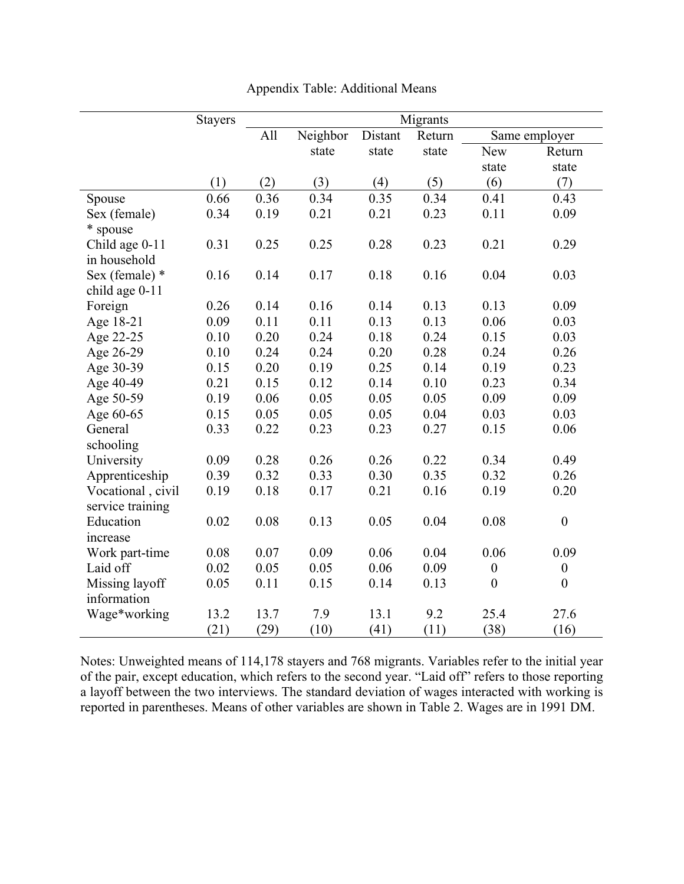Appendix Table: Additional Means

| | Stayers | Migrants | | | | | |
|---|---|---|---|---|---|---|---|
| | | All | Neighbor state | Distant state | Return state | Same employer | |
| | | | | | | New state | Return state |
| | (1) | (2) | (3) | (4) | (5) | (6) | (7) |
| Spouse | 0.66 | 0.36 | 0.34 | 0.35 | 0.34 | 0.41 | 0.43 |
| Sex (female) * spouse | 0.34 | 0.19 | 0.21 | 0.21 | 0.23 | 0.11 | 0.09 |
| Child age 0-11 in household | 0.31 | 0.25 | 0.25 | 0.28 | 0.23 | 0.21 | 0.29 |
| Sex (female) * child age 0-11 | 0.16 | 0.14 | 0.17 | 0.18 | 0.16 | 0.04 | 0.03 |
| Foreign | 0.26 | 0.14 | 0.16 | 0.14 | 0.13 | 0.13 | 0.09 |
| Age 18-21 | 0.09 | 0.11 | 0.11 | 0.13 | 0.13 | 0.06 | 0.03 |
| Age 22-25 | 0.10 | 0.20 | 0.24 | 0.18 | 0.24 | 0.15 | 0.03 |
| Age 26-29 | 0.10 | 0.24 | 0.24 | 0.20 | 0.28 | 0.24 | 0.26 |
| Age 30-39 | 0.15 | 0.20 | 0.19 | 0.25 | 0.14 | 0.19 | 0.23 |
| Age 40-49 | 0.21 | 0.15 | 0.12 | 0.14 | 0.10 | 0.23 | 0.34 |
| Age 50-59 | 0.19 | 0.06 | 0.05 | 0.05 | 0.05 | 0.09 | 0.09 |
| Age 60-65 | 0.15 | 0.05 | 0.05 | 0.05 | 0.04 | 0.03 | 0.03 |
| General schooling | 0.33 | 0.22 | 0.23 | 0.23 | 0.27 | 0.15 | 0.06 |
| University | 0.09 | 0.28 | 0.26 | 0.26 | 0.22 | 0.34 | 0.49 |
| Apprenticeship | 0.39 | 0.32 | 0.33 | 0.30 | 0.35 | 0.32 | 0.26 |
| Vocational , civil service training | 0.19 | 0.18 | 0.17 | 0.21 | 0.16 | 0.19 | 0.20 |
| Education increase | 0.02 | 0.08 | 0.13 | 0.05 | 0.04 | 0.08 | 0 |
| Work part-time | 0.08 | 0.07 | 0.09 | 0.06 | 0.04 | 0.06 | 0.09 |
| Laid off | 0.02 | 0.05 | 0.05 | 0.06 | 0.09 | 0 | 0 |
| Missing layoff information | 0.05 | 0.11 | 0.15 | 0.14 | 0.13 | 0 | 0 |
| Wage*working | 13.2 | 13.7 | 7.9 | 13.1 | 9.2 | 25.4 | 27.6 |
| | (21) | (29) | (10) | (41) | (11) | (38) | (16) |

Notes: Unweighted means of 114,178 stayers and 768 migrants. Variables refer to the initial year of the pair, except education, which refers to the second year. "Laid off" refers to those reporting a layoff between the two interviews. The standard deviation of wages interacted with working is reported in parentheses. Means of other variables are shown in Table 2. Wages are in 1991 DM.